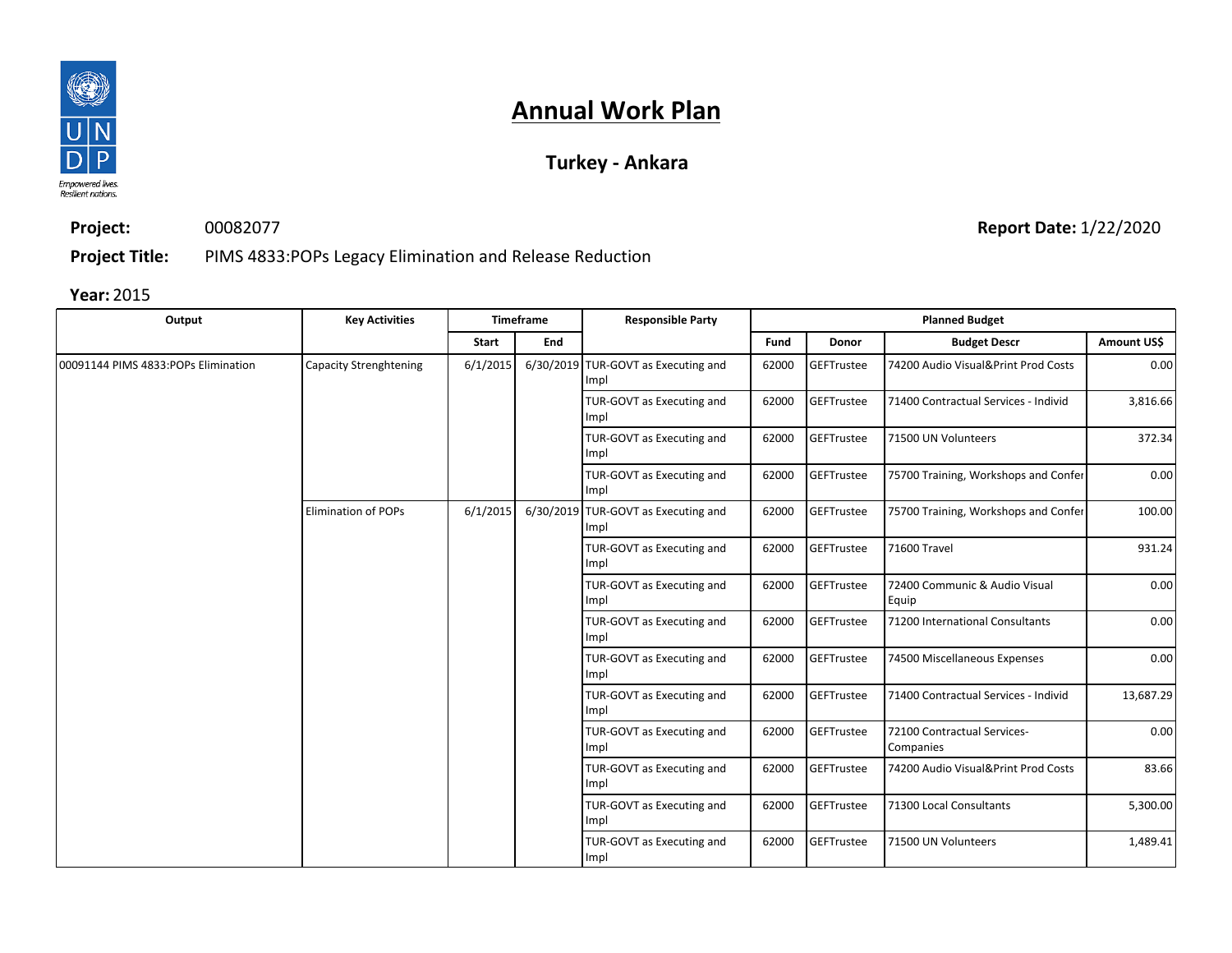# Annual Work Plan

## Turkey - Ankara

**Project:** 00082077 **Report Date:** 1/22/2020

**Project Title:** PIMS 4833:POPs Legacy Elimination and Release Reduction

**Year:** 2015

| Output | Key Activities | Timeframe | | Responsible Party | Planned Budget | | | |
|---|---|---|---|---|---|---|---|---|
| | | Start | End | | Fund | Donor | Budget Descr | Amount US$ |
| 00091144 PIMS 4833:POPs Elimination | Capacity Strenghtening | 6/1/2015 | 6/30/2019 | TUR-GOVT as Executing and Impl | 62000 | GEFTrustee | 74200 Audio Visual&Print Prod Costs | 0.00 |
| | | | | TUR-GOVT as Executing and Impl | 62000 | GEFTrustee | 71400 Contractual Services - Individ | 3,816.66 |
| | | | | TUR-GOVT as Executing and Impl | 62000 | GEFTrustee | 71500 UN Volunteers | 372.34 |
| | | | | TUR-GOVT as Executing and Impl | 62000 | GEFTrustee | 75700 Training, Workshops and Confer | 0.00 |
| | Elimination of POPs | 6/1/2015 | 6/30/2019 | TUR-GOVT as Executing and Impl | 62000 | GEFTrustee | 75700 Training, Workshops and Confer | 100.00 |
| | | | | TUR-GOVT as Executing and Impl | 62000 | GEFTrustee | 71600 Travel | 931.24 |
| | | | | TUR-GOVT as Executing and Impl | 62000 | GEFTrustee | 72400 Communic & Audio Visual Equip | 0.00 |
| | | | | TUR-GOVT as Executing and Impl | 62000 | GEFTrustee | 71200 International Consultants | 0.00 |
| | | | | TUR-GOVT as Executing and Impl | 62000 | GEFTrustee | 74500 Miscellaneous Expenses | 0.00 |
| | | | | TUR-GOVT as Executing and Impl | 62000 | GEFTrustee | 71400 Contractual Services - Individ | 13,687.29 |
| | | | | TUR-GOVT as Executing and Impl | 62000 | GEFTrustee | 72100 Contractual Services-Companies | 0.00 |
| | | | | TUR-GOVT as Executing and Impl | 62000 | GEFTrustee | 74200 Audio Visual&Print Prod Costs | 83.66 |
| | | | | TUR-GOVT as Executing and Impl | 62000 | GEFTrustee | 71300 Local Consultants | 5,300.00 |
| | | | | TUR-GOVT as Executing and Impl | 62000 | GEFTrustee | 71500 UN Volunteers | 1,489.41 |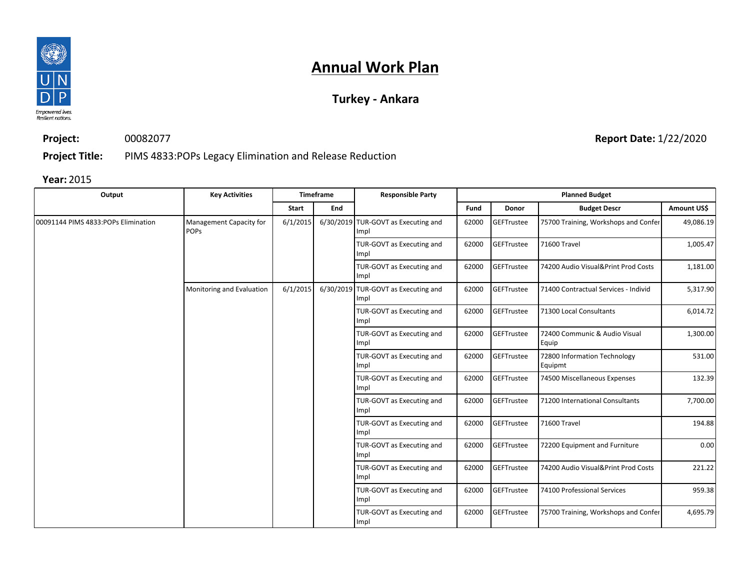# Annual Work Plan

## Turkey - Ankara

**Project:** 00082077

**Report Date:** 1/22/2020

**Project Title:** PIMS 4833:POPs Legacy Elimination and Release Reduction

**Year:** 2015

| Output | Key Activities | Timeframe | | Responsible Party | Planned Budget | | | |
|---|---|---|---|---|---|---|---|---|
| | | Start | End | | Fund | Donor | Budget Descr | Amount US$ |
| 00091144 PIMS 4833:POPs Elimination | Management Capacity for POPs | 6/1/2015 | 6/30/2019 | TUR-GOVT as Executing and Impl | 62000 | GEFTrustee | 75700 Training, Workshops and Confer | 49,086.19 |
| | | | | TUR-GOVT as Executing and Impl | 62000 | GEFTrustee | 71600 Travel | 1,005.47 |
| | | | | TUR-GOVT as Executing and Impl | 62000 | GEFTrustee | 74200 Audio Visual&Print Prod Costs | 1,181.00 |
| | Monitoring and Evaluation | 6/1/2015 | 6/30/2019 | TUR-GOVT as Executing and Impl | 62000 | GEFTrustee | 71400 Contractual Services - Individ | 5,317.90 |
| | | | | TUR-GOVT as Executing and Impl | 62000 | GEFTrustee | 71300 Local Consultants | 6,014.72 |
| | | | | TUR-GOVT as Executing and Impl | 62000 | GEFTrustee | 72400 Communic & Audio Visual Equip | 1,300.00 |
| | | | | TUR-GOVT as Executing and Impl | 62000 | GEFTrustee | 72800 Information Technology Equipmt | 531.00 |
| | | | | TUR-GOVT as Executing and Impl | 62000 | GEFTrustee | 74500 Miscellaneous Expenses | 132.39 |
| | | | | TUR-GOVT as Executing and Impl | 62000 | GEFTrustee | 71200 International Consultants | 7,700.00 |
| | | | | TUR-GOVT as Executing and Impl | 62000 | GEFTrustee | 71600 Travel | 194.88 |
| | | | | TUR-GOVT as Executing and Impl | 62000 | GEFTrustee | 72200 Equipment and Furniture | 0.00 |
| | | | | TUR-GOVT as Executing and Impl | 62000 | GEFTrustee | 74200 Audio Visual&Print Prod Costs | 221.22 |
| | | | | TUR-GOVT as Executing and Impl | 62000 | GEFTrustee | 74100 Professional Services | 959.38 |
| | | | | TUR-GOVT as Executing and Impl | 62000 | GEFTrustee | 75700 Training, Workshops and Confer | 4,695.79 |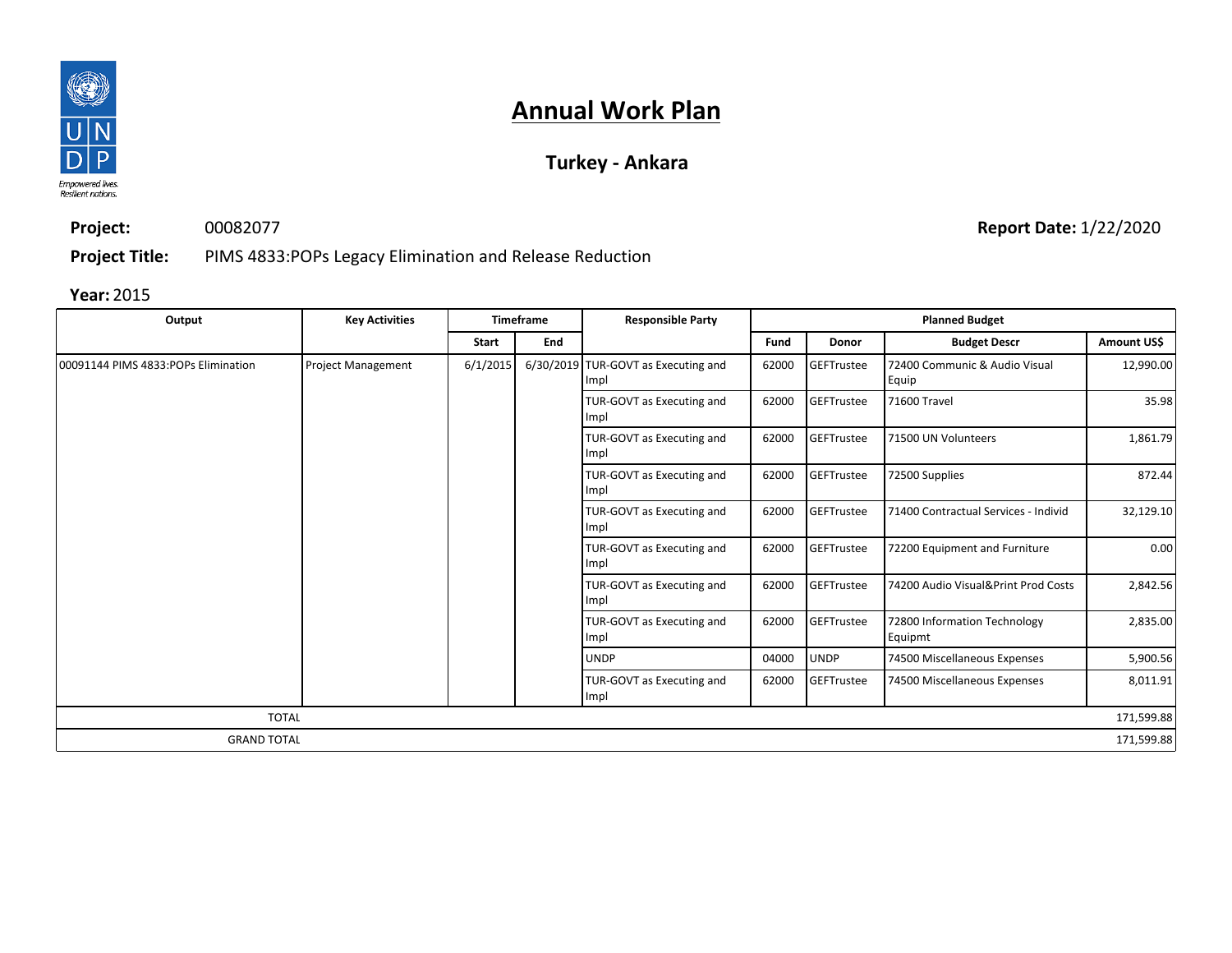# Annual Work Plan

## Turkey - Ankara

**Project:** 00082077 **Report Date:** 1/22/2020

**Project Title:** PIMS 4833:POPs Legacy Elimination and Release Reduction

**Year:** 2015

| Output | Key Activities | Timeframe | | Responsible Party | Planned Budget | | | |
|---|---|---|---|---|---|---|---|---|
| | | Start | End | | Fund | Donor | Budget Descr | Amount US$ |
| 00091144 PIMS 4833:POPs Elimination | Project Management | 6/1/2015 | 6/30/2019 | TUR-GOVT as Executing and Impl | 62000 | GEFTrustee | 72400 Communic & Audio Visual Equip | 12,990.00 |
| | | | | TUR-GOVT as Executing and Impl | 62000 | GEFTrustee | 71600 Travel | 35.98 |
| | | | | TUR-GOVT as Executing and Impl | 62000 | GEFTrustee | 71500 UN Volunteers | 1,861.79 |
| | | | | TUR-GOVT as Executing and Impl | 62000 | GEFTrustee | 72500 Supplies | 872.44 |
| | | | | TUR-GOVT as Executing and Impl | 62000 | GEFTrustee | 71400 Contractual Services - Individ | 32,129.10 |
| | | | | TUR-GOVT as Executing and Impl | 62000 | GEFTrustee | 72200 Equipment and Furniture | 0.00 |
| | | | | TUR-GOVT as Executing and Impl | 62000 | GEFTrustee | 74200 Audio Visual&Print Prod Costs | 2,842.56 |
| | | | | TUR-GOVT as Executing and Impl | 62000 | GEFTrustee | 72800 Information Technology Equipmt | 2,835.00 |
| | | | | UNDP | 04000 | UNDP | 74500 Miscellaneous Expenses | 5,900.56 |
| | | | | TUR-GOVT as Executing and Impl | 62000 | GEFTrustee | 74500 Miscellaneous Expenses | 8,011.91 |
| TOTAL | | | | | | | | 171,599.88 |
| GRAND TOTAL | | | | | | | | 171,599.88 |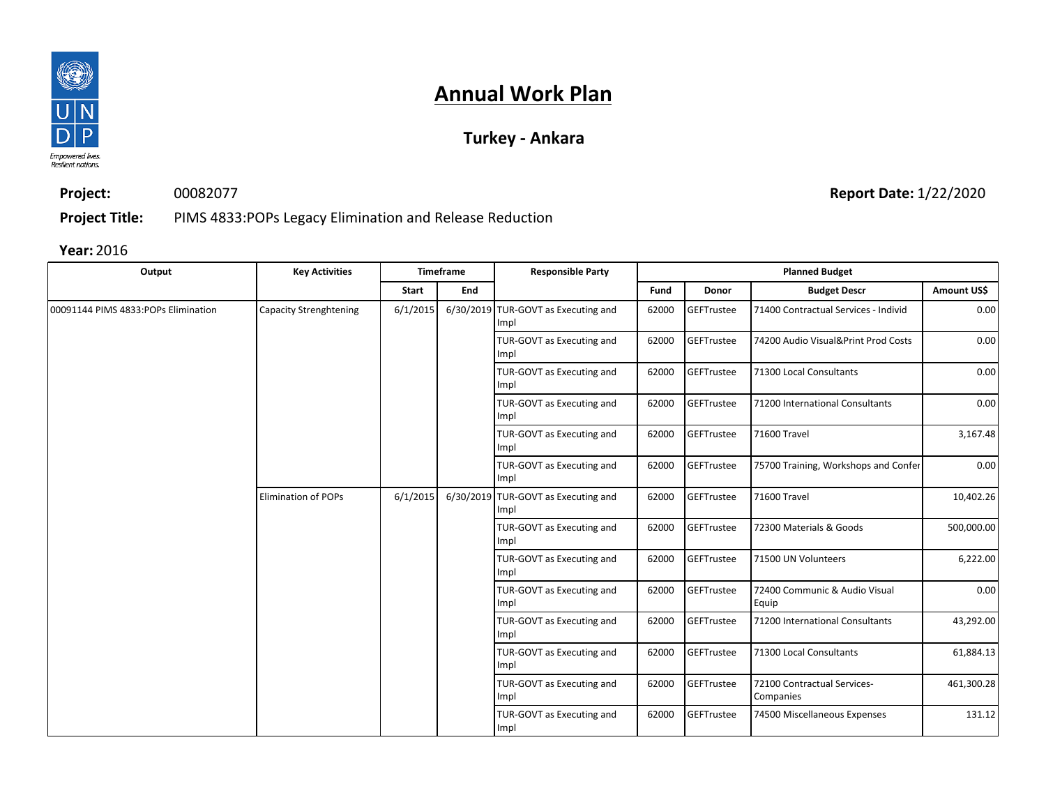# Annual Work Plan

## Turkey - Ankara

**Project:** 00082077 **Report Date:** 1/22/2020

**Project Title:** PIMS 4833:POPs Legacy Elimination and Release Reduction

**Year:** 2016

| Output | Key Activities | Timeframe | | Responsible Party | Planned Budget | | | |
|---|---|---|---|---|---|---|---|---|
| | | Start | End | | Fund | Donor | Budget Descr | Amount US$ |
| 00091144 PIMS 4833:POPs Elimination | Capacity Strenghtening | 6/1/2015 | 6/30/2019 | TUR-GOVT as Executing and Impl | 62000 | GEFTrustee | 71400 Contractual Services - Individ | 0.00 |
| | | | | TUR-GOVT as Executing and Impl | 62000 | GEFTrustee | 74200 Audio Visual&Print Prod Costs | 0.00 |
| | | | | TUR-GOVT as Executing and Impl | 62000 | GEFTrustee | 71300 Local Consultants | 0.00 |
| | | | | TUR-GOVT as Executing and Impl | 62000 | GEFTrustee | 71200 International Consultants | 0.00 |
| | | | | TUR-GOVT as Executing and Impl | 62000 | GEFTrustee | 71600 Travel | 3,167.48 |
| | | | | TUR-GOVT as Executing and Impl | 62000 | GEFTrustee | 75700 Training, Workshops and Confer | 0.00 |
| | Elimination of POPs | 6/1/2015 | 6/30/2019 | TUR-GOVT as Executing and Impl | 62000 | GEFTrustee | 71600 Travel | 10,402.26 |
| | | | | TUR-GOVT as Executing and Impl | 62000 | GEFTrustee | 72300 Materials & Goods | 500,000.00 |
| | | | | TUR-GOVT as Executing and Impl | 62000 | GEFTrustee | 71500 UN Volunteers | 6,222.00 |
| | | | | TUR-GOVT as Executing and Impl | 62000 | GEFTrustee | 72400 Communic & Audio Visual Equip | 0.00 |
| | | | | TUR-GOVT as Executing and Impl | 62000 | GEFTrustee | 71200 International Consultants | 43,292.00 |
| | | | | TUR-GOVT as Executing and Impl | 62000 | GEFTrustee | 71300 Local Consultants | 61,884.13 |
| | | | | TUR-GOVT as Executing and Impl | 62000 | GEFTrustee | 72100 Contractual Services-Companies | 461,300.28 |
| | | | | TUR-GOVT as Executing and Impl | 62000 | GEFTrustee | 74500 Miscellaneous Expenses | 131.12 |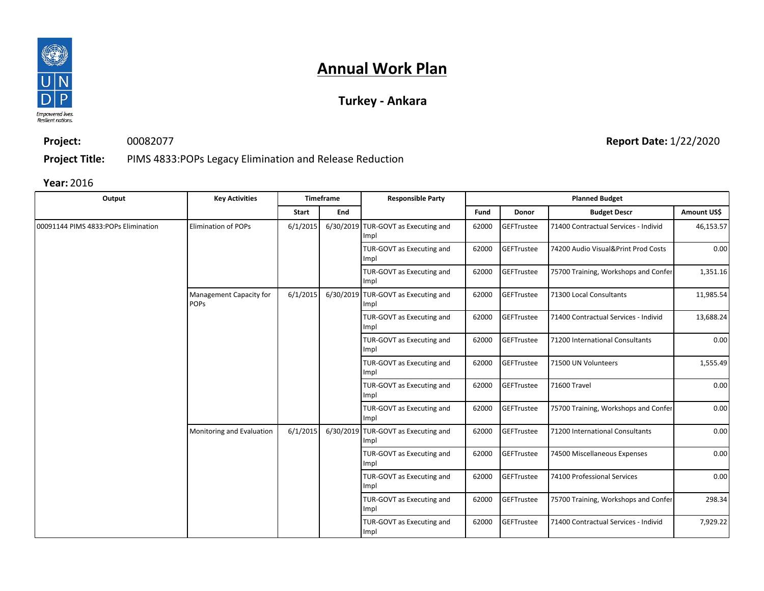# Annual Work Plan

## Turkey - Ankara

**Project:** 00082077 **Report Date:** 1/22/2020

**Project Title:** PIMS 4833:POPs Legacy Elimination and Release Reduction

**Year:** 2016

| Output | Key Activities | Timeframe | | Responsible Party | Planned Budget | | | |
|---|---|---|---|---|---|---|---|---|
| | | Start | End | | Fund | Donor | Budget Descr | Amount US$ |
| 00091144 PIMS 4833:POPs Elimination | Elimination of POPs | 6/1/2015 | 6/30/2019 | TUR-GOVT as Executing and Impl | 62000 | GEFTrustee | 71400 Contractual Services - Individ | 46,153.57 |
| | | | | TUR-GOVT as Executing and Impl | 62000 | GEFTrustee | 74200 Audio Visual&Print Prod Costs | 0.00 |
| | | | | TUR-GOVT as Executing and Impl | 62000 | GEFTrustee | 75700 Training, Workshops and Confer | 1,351.16 |
| | Management Capacity for POPs | 6/1/2015 | 6/30/2019 | TUR-GOVT as Executing and Impl | 62000 | GEFTrustee | 71300 Local Consultants | 11,985.54 |
| | | | | TUR-GOVT as Executing and Impl | 62000 | GEFTrustee | 71400 Contractual Services - Individ | 13,688.24 |
| | | | | TUR-GOVT as Executing and Impl | 62000 | GEFTrustee | 71200 International Consultants | 0.00 |
| | | | | TUR-GOVT as Executing and Impl | 62000 | GEFTrustee | 71500 UN Volunteers | 1,555.49 |
| | | | | TUR-GOVT as Executing and Impl | 62000 | GEFTrustee | 71600 Travel | 0.00 |
| | | | | TUR-GOVT as Executing and Impl | 62000 | GEFTrustee | 75700 Training, Workshops and Confer | 0.00 |
| | Monitoring and Evaluation | 6/1/2015 | 6/30/2019 | TUR-GOVT as Executing and Impl | 62000 | GEFTrustee | 71200 International Consultants | 0.00 |
| | | | | TUR-GOVT as Executing and Impl | 62000 | GEFTrustee | 74500 Miscellaneous Expenses | 0.00 |
| | | | | TUR-GOVT as Executing and Impl | 62000 | GEFTrustee | 74100 Professional Services | 0.00 |
| | | | | TUR-GOVT as Executing and Impl | 62000 | GEFTrustee | 75700 Training, Workshops and Confer | 298.34 |
| | | | | TUR-GOVT as Executing and Impl | 62000 | GEFTrustee | 71400 Contractual Services - Individ | 7,929.22 |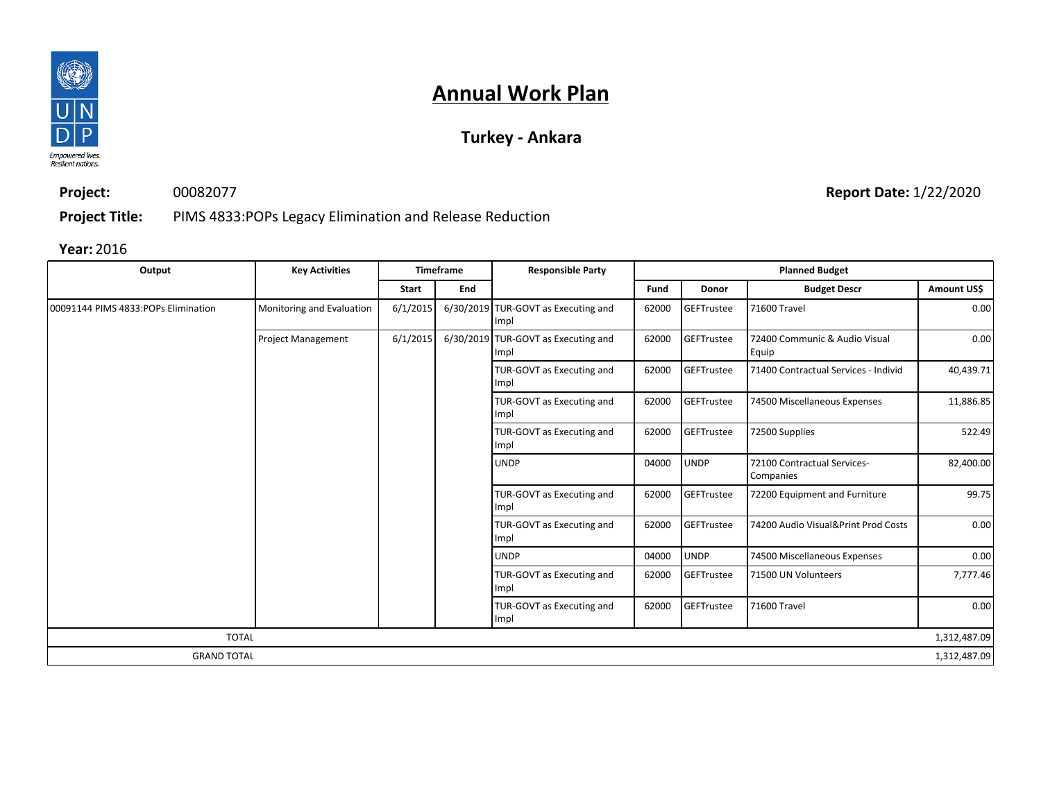# Annual Work Plan

## Turkey - Ankara

**Project:** 00082077 **Report Date:** 1/22/2020

**Project Title:** PIMS 4833:POPs Legacy Elimination and Release Reduction

**Year:** 2016

| Output | Key Activities | Timeframe | | Responsible Party | Planned Budget | | | |
|---|---|---|---|---|---|---|---|---|
| | | Start | End | | Fund | Donor | Budget Descr | Amount US$ |
| 00091144 PIMS 4833:POPs Elimination | Monitoring and Evaluation | 6/1/2015 | 6/30/2019 | TUR-GOVT as Executing and Impl | 62000 | GEFTrustee | 71600 Travel | 0.00 |
| | Project Management | 6/1/2015 | 6/30/2019 | TUR-GOVT as Executing and Impl | 62000 | GEFTrustee | 72400 Communic & Audio Visual Equip | 0.00 |
| | | | | TUR-GOVT as Executing and Impl | 62000 | GEFTrustee | 71400 Contractual Services - Individ | 40,439.71 |
| | | | | TUR-GOVT as Executing and Impl | 62000 | GEFTrustee | 74500 Miscellaneous Expenses | 11,886.85 |
| | | | | TUR-GOVT as Executing and Impl | 62000 | GEFTrustee | 72500 Supplies | 522.49 |
| | | | | UNDP | 04000 | UNDP | 72100 Contractual Services-Companies | 82,400.00 |
| | | | | TUR-GOVT as Executing and Impl | 62000 | GEFTrustee | 72200 Equipment and Furniture | 99.75 |
| | | | | TUR-GOVT as Executing and Impl | 62000 | GEFTrustee | 74200 Audio Visual&Print Prod Costs | 0.00 |
| | | | | UNDP | 04000 | UNDP | 74500 Miscellaneous Expenses | 0.00 |
| | | | | TUR-GOVT as Executing and Impl | 62000 | GEFTrustee | 71500 UN Volunteers | 7,777.46 |
| | | | | TUR-GOVT as Executing and Impl | 62000 | GEFTrustee | 71600 Travel | 0.00 |
| TOTAL | | | | | | | | 1,312,487.09 |
| GRAND TOTAL | | | | | | | | 1,312,487.09 |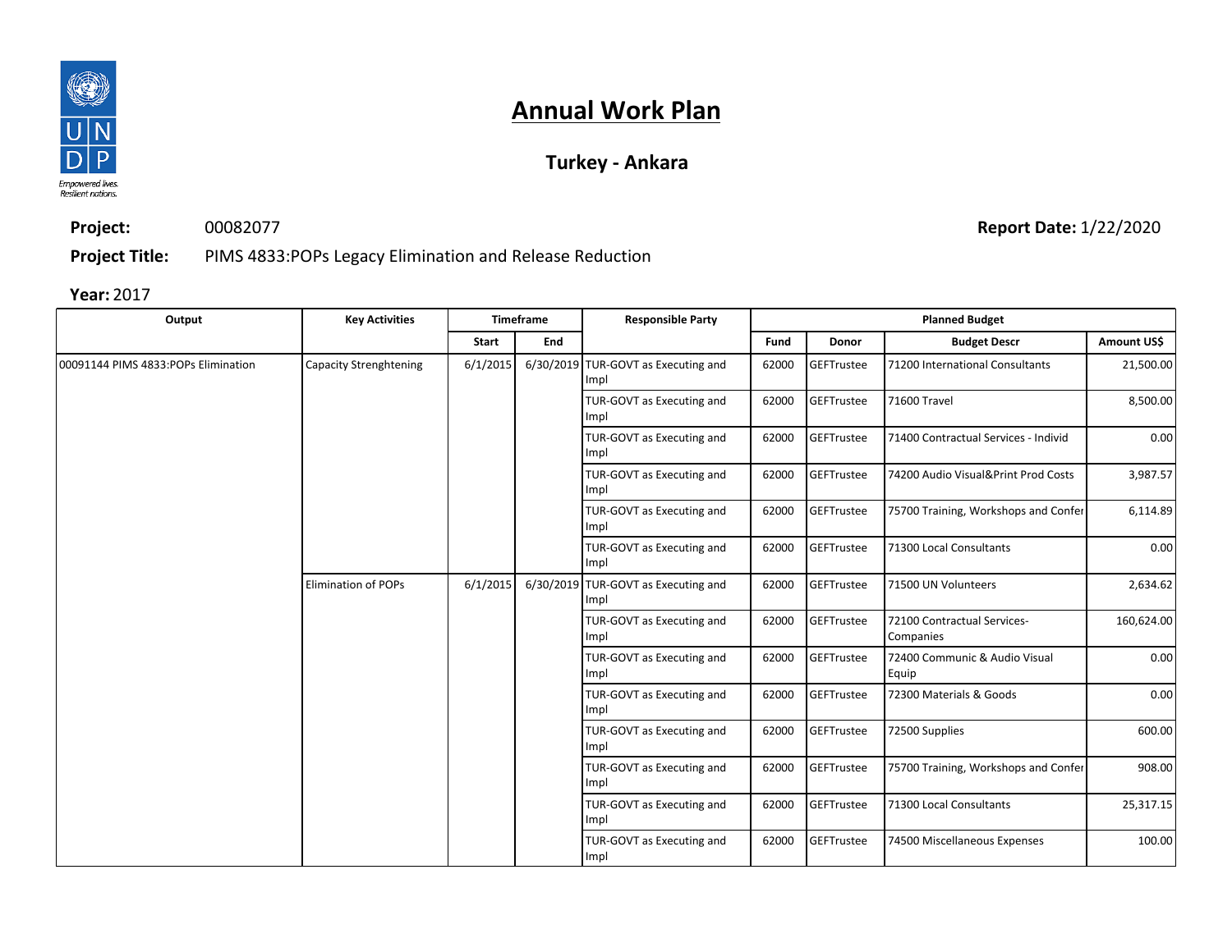# Annual Work Plan

## Turkey - Ankara

**Project:** 00082077

**Report Date:** 1/22/2020

**Project Title:** PIMS 4833:POPs Legacy Elimination and Release Reduction

**Year:** 2017

| Output | Key Activities | Timeframe | | Responsible Party | Planned Budget | | | |
|---|---|---|---|---|---|---|---|---|
| | | Start | End | | Fund | Donor | Budget Descr | Amount US$ |
| 00091144 PIMS 4833:POPs Elimination | Capacity Strenghtening | 6/1/2015 | 6/30/2019 | TUR-GOVT as Executing and Impl | 62000 | GEFTrustee | 71200 International Consultants | 21,500.00 |
| | | | | TUR-GOVT as Executing and Impl | 62000 | GEFTrustee | 71600 Travel | 8,500.00 |
| | | | | TUR-GOVT as Executing and Impl | 62000 | GEFTrustee | 71400 Contractual Services - Individ | 0.00 |
| | | | | TUR-GOVT as Executing and Impl | 62000 | GEFTrustee | 74200 Audio Visual&Print Prod Costs | 3,987.57 |
| | | | | TUR-GOVT as Executing and Impl | 62000 | GEFTrustee | 75700 Training, Workshops and Confer | 6,114.89 |
| | | | | TUR-GOVT as Executing and Impl | 62000 | GEFTrustee | 71300 Local Consultants | 0.00 |
| | Elimination of POPs | 6/1/2015 | 6/30/2019 | TUR-GOVT as Executing and Impl | 62000 | GEFTrustee | 71500 UN Volunteers | 2,634.62 |
| | | | | TUR-GOVT as Executing and Impl | 62000 | GEFTrustee | 72100 Contractual Services-Companies | 160,624.00 |
| | | | | TUR-GOVT as Executing and Impl | 62000 | GEFTrustee | 72400 Communic & Audio Visual Equip | 0.00 |
| | | | | TUR-GOVT as Executing and Impl | 62000 | GEFTrustee | 72300 Materials & Goods | 0.00 |
| | | | | TUR-GOVT as Executing and Impl | 62000 | GEFTrustee | 72500 Supplies | 600.00 |
| | | | | TUR-GOVT as Executing and Impl | 62000 | GEFTrustee | 75700 Training, Workshops and Confer | 908.00 |
| | | | | TUR-GOVT as Executing and Impl | 62000 | GEFTrustee | 71300 Local Consultants | 25,317.15 |
| | | | | TUR-GOVT as Executing and Impl | 62000 | GEFTrustee | 74500 Miscellaneous Expenses | 100.00 |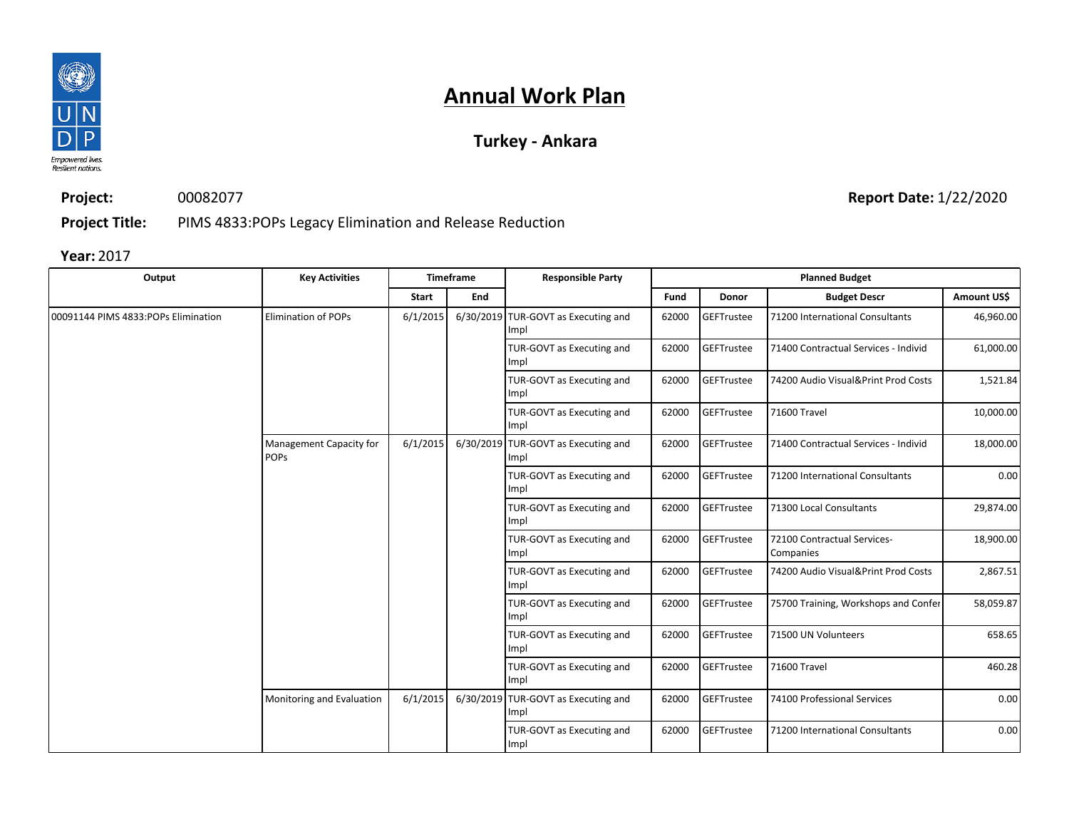# Annual Work Plan

## Turkey - Ankara

**Project:** 00082077 **Report Date:** 1/22/2020

**Project Title:** PIMS 4833:POPs Legacy Elimination and Release Reduction

**Year:** 2017

| Output | Key Activities | Timeframe | | Responsible Party | Planned Budget | | | |
|---|---|---|---|---|---|---|---|---|
| | | Start | End | | Fund | Donor | Budget Descr | Amount US$ |
| 00091144 PIMS 4833:POPs Elimination | Elimination of POPs | 6/1/2015 | 6/30/2019 | TUR-GOVT as Executing and Impl | 62000 | GEFTrustee | 71200 International Consultants | 46,960.00 |
| | | | | TUR-GOVT as Executing and Impl | 62000 | GEFTrustee | 71400 Contractual Services - Individ | 61,000.00 |
| | | | | TUR-GOVT as Executing and Impl | 62000 | GEFTrustee | 74200 Audio Visual&Print Prod Costs | 1,521.84 |
| | | | | TUR-GOVT as Executing and Impl | 62000 | GEFTrustee | 71600 Travel | 10,000.00 |
| | Management Capacity for POPs | 6/1/2015 | 6/30/2019 | TUR-GOVT as Executing and Impl | 62000 | GEFTrustee | 71400 Contractual Services - Individ | 18,000.00 |
| | | | | TUR-GOVT as Executing and Impl | 62000 | GEFTrustee | 71200 International Consultants | 0.00 |
| | | | | TUR-GOVT as Executing and Impl | 62000 | GEFTrustee | 71300 Local Consultants | 29,874.00 |
| | | | | TUR-GOVT as Executing and Impl | 62000 | GEFTrustee | 72100 Contractual Services-Companies | 18,900.00 |
| | | | | TUR-GOVT as Executing and Impl | 62000 | GEFTrustee | 74200 Audio Visual&Print Prod Costs | 2,867.51 |
| | | | | TUR-GOVT as Executing and Impl | 62000 | GEFTrustee | 75700 Training, Workshops and Confer | 58,059.87 |
| | | | | TUR-GOVT as Executing and Impl | 62000 | GEFTrustee | 71500 UN Volunteers | 658.65 |
| | | | | TUR-GOVT as Executing and Impl | 62000 | GEFTrustee | 71600 Travel | 460.28 |
| | Monitoring and Evaluation | 6/1/2015 | 6/30/2019 | TUR-GOVT as Executing and Impl | 62000 | GEFTrustee | 74100 Professional Services | 0.00 |
| | | | | TUR-GOVT as Executing and Impl | 62000 | GEFTrustee | 71200 International Consultants | 0.00 |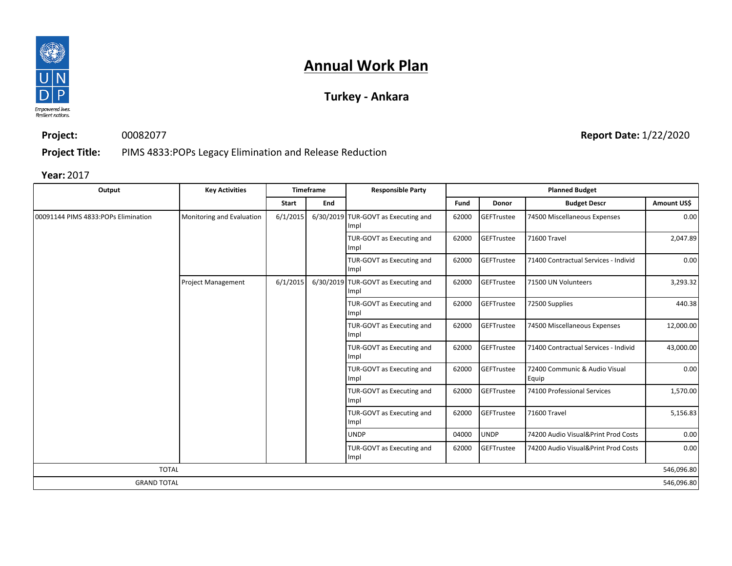# Annual Work Plan

## Turkey - Ankara

**Project:** 00082077

**Report Date:** 1/22/2020

**Project Title:** PIMS 4833:POPs Legacy Elimination and Release Reduction

**Year:** 2017

| Output | Key Activities | Timeframe | | Responsible Party | Planned Budget | | | |
|---|---|---|---|---|---|---|---|---|
| | | Start | End | | Fund | Donor | Budget Descr | Amount US$ |
| 00091144 PIMS 4833:POPs Elimination | Monitoring and Evaluation | 6/1/2015 | 6/30/2019 | TUR-GOVT as Executing and Impl | 62000 | GEFTrustee | 74500 Miscellaneous Expenses | 0.00 |
| | | | | TUR-GOVT as Executing and Impl | 62000 | GEFTrustee | 71600 Travel | 2,047.89 |
| | | | | TUR-GOVT as Executing and Impl | 62000 | GEFTrustee | 71400 Contractual Services - Individ | 0.00 |
| | Project Management | 6/1/2015 | 6/30/2019 | TUR-GOVT as Executing and Impl | 62000 | GEFTrustee | 71500 UN Volunteers | 3,293.32 |
| | | | | TUR-GOVT as Executing and Impl | 62000 | GEFTrustee | 72500 Supplies | 440.38 |
| | | | | TUR-GOVT as Executing and Impl | 62000 | GEFTrustee | 74500 Miscellaneous Expenses | 12,000.00 |
| | | | | TUR-GOVT as Executing and Impl | 62000 | GEFTrustee | 71400 Contractual Services - Individ | 43,000.00 |
| | | | | TUR-GOVT as Executing and Impl | 62000 | GEFTrustee | 72400 Communic & Audio Visual Equip | 0.00 |
| | | | | TUR-GOVT as Executing and Impl | 62000 | GEFTrustee | 74100 Professional Services | 1,570.00 |
| | | | | TUR-GOVT as Executing and Impl | 62000 | GEFTrustee | 71600 Travel | 5,156.83 |
| | | | | UNDP | 04000 | UNDP | 74200 Audio Visual&Print Prod Costs | 0.00 |
| | | | | TUR-GOVT as Executing and Impl | 62000 | GEFTrustee | 74200 Audio Visual&Print Prod Costs | 0.00 |
| TOTAL | | | | | | | | 546,096.80 |
| GRAND TOTAL | | | | | | | | 546,096.80 |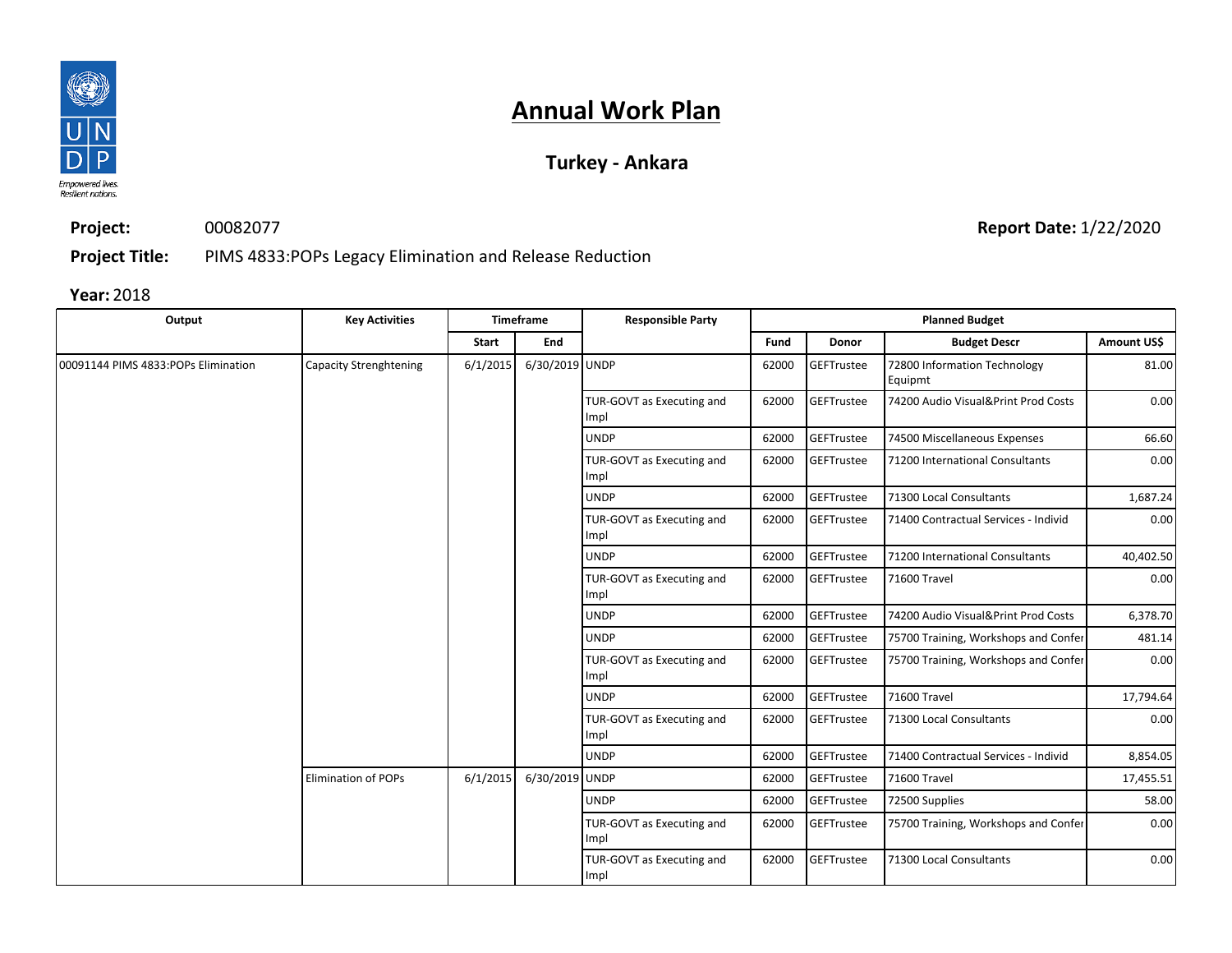# Annual Work Plan

## Turkey - Ankara

**Project:** 00082077

**Report Date:** 1/22/2020

**Project Title:** PIMS 4833:POPs Legacy Elimination and Release Reduction

**Year:** 2018

| Output | Key Activities | Timeframe | | Responsible Party | Planned Budget | | | |
|---|---|---|---|---|---|---|---|---|
| | | Start | End | | Fund | Donor | Budget Descr | Amount US$ |
| 00091144 PIMS 4833:POPs Elimination | Capacity Strenghtening | 6/1/2015 | 6/30/2019 | UNDP | 62000 | GEFTrustee | 72800 Information Technology Equipmt | 81.00 |
| | | | | TUR-GOVT as Executing and Impl | 62000 | GEFTrustee | 74200 Audio Visual&Print Prod Costs | 0.00 |
| | | | | UNDP | 62000 | GEFTrustee | 74500 Miscellaneous Expenses | 66.60 |
| | | | | TUR-GOVT as Executing and Impl | 62000 | GEFTrustee | 71200 International Consultants | 0.00 |
| | | | | UNDP | 62000 | GEFTrustee | 71300 Local Consultants | 1,687.24 |
| | | | | TUR-GOVT as Executing and Impl | 62000 | GEFTrustee | 71400 Contractual Services - Individ | 0.00 |
| | | | | UNDP | 62000 | GEFTrustee | 71200 International Consultants | 40,402.50 |
| | | | | TUR-GOVT as Executing and Impl | 62000 | GEFTrustee | 71600 Travel | 0.00 |
| | | | | UNDP | 62000 | GEFTrustee | 74200 Audio Visual&Print Prod Costs | 6,378.70 |
| | | | | UNDP | 62000 | GEFTrustee | 75700 Training, Workshops and Confer | 481.14 |
| | | | | TUR-GOVT as Executing and Impl | 62000 | GEFTrustee | 75700 Training, Workshops and Confer | 0.00 |
| | | | | UNDP | 62000 | GEFTrustee | 71600 Travel | 17,794.64 |
| | | | | TUR-GOVT as Executing and Impl | 62000 | GEFTrustee | 71300 Local Consultants | 0.00 |
| | | | | UNDP | 62000 | GEFTrustee | 71400 Contractual Services - Individ | 8,854.05 |
| | Elimination of POPs | 6/1/2015 | 6/30/2019 | UNDP | 62000 | GEFTrustee | 71600 Travel | 17,455.51 |
| | | | | UNDP | 62000 | GEFTrustee | 72500 Supplies | 58.00 |
| | | | | TUR-GOVT as Executing and Impl | 62000 | GEFTrustee | 75700 Training, Workshops and Confer | 0.00 |
| | | | | TUR-GOVT as Executing and Impl | 62000 | GEFTrustee | 71300 Local Consultants | 0.00 |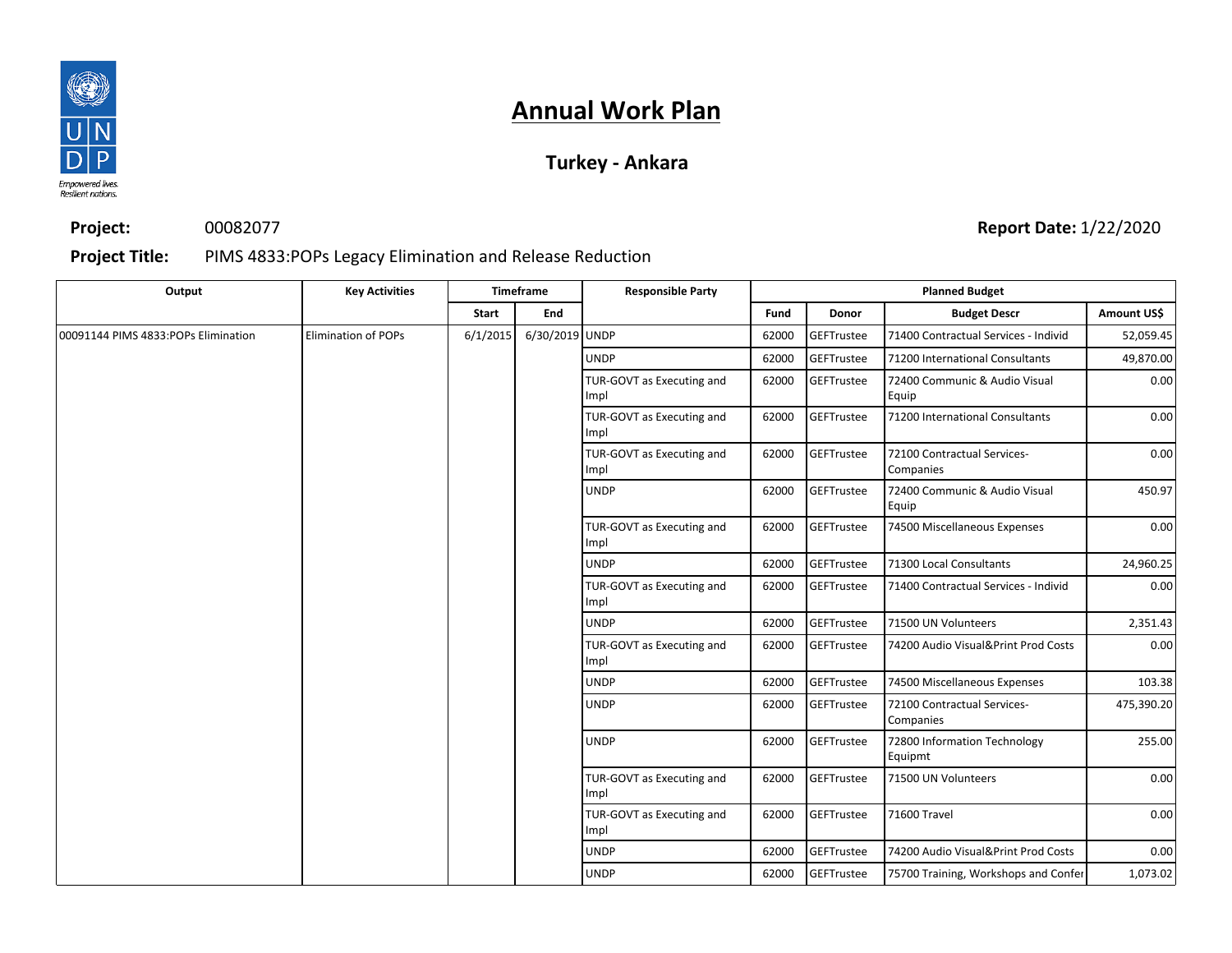# Annual Work Plan

## Turkey - Ankara

**Project:** 00082077 **Report Date:** 1/22/2020

**Project Title:** PIMS 4833:POPs Legacy Elimination and Release Reduction

| Output | Key Activities | Timeframe | | Responsible Party | Planned Budget | | | |
|---|---|---|---|---|---|---|---|---|
| | | Start | End | | Fund | Donor | Budget Descr | Amount US$ |
| 00091144 PIMS 4833:POPs Elimination | Elimination of POPs | 6/1/2015 | 6/30/2019 | UNDP | 62000 | GEFTrustee | 71400 Contractual Services - Individ | 52,059.45 |
| | | | | UNDP | 62000 | GEFTrustee | 71200 International Consultants | 49,870.00 |
| | | | | TUR-GOVT as Executing and Impl | 62000 | GEFTrustee | 72400 Communic & Audio Visual Equip | 0.00 |
| | | | | TUR-GOVT as Executing and Impl | 62000 | GEFTrustee | 71200 International Consultants | 0.00 |
| | | | | TUR-GOVT as Executing and Impl | 62000 | GEFTrustee | 72100 Contractual Services-Companies | 0.00 |
| | | | | UNDP | 62000 | GEFTrustee | 72400 Communic & Audio Visual Equip | 450.97 |
| | | | | TUR-GOVT as Executing and Impl | 62000 | GEFTrustee | 74500 Miscellaneous Expenses | 0.00 |
| | | | | UNDP | 62000 | GEFTrustee | 71300 Local Consultants | 24,960.25 |
| | | | | TUR-GOVT as Executing and Impl | 62000 | GEFTrustee | 71400 Contractual Services - Individ | 0.00 |
| | | | | UNDP | 62000 | GEFTrustee | 71500 UN Volunteers | 2,351.43 |
| | | | | TUR-GOVT as Executing and Impl | 62000 | GEFTrustee | 74200 Audio Visual&Print Prod Costs | 0.00 |
| | | | | UNDP | 62000 | GEFTrustee | 74500 Miscellaneous Expenses | 103.38 |
| | | | | UNDP | 62000 | GEFTrustee | 72100 Contractual Services-Companies | 475,390.20 |
| | | | | UNDP | 62000 | GEFTrustee | 72800 Information Technology Equipmt | 255.00 |
| | | | | TUR-GOVT as Executing and Impl | 62000 | GEFTrustee | 71500 UN Volunteers | 0.00 |
| | | | | TUR-GOVT as Executing and Impl | 62000 | GEFTrustee | 71600 Travel | 0.00 |
| | | | | UNDP | 62000 | GEFTrustee | 74200 Audio Visual&Print Prod Costs | 0.00 |
| | | | | UNDP | 62000 | GEFTrustee | 75700 Training, Workshops and Confer | 1,073.02 |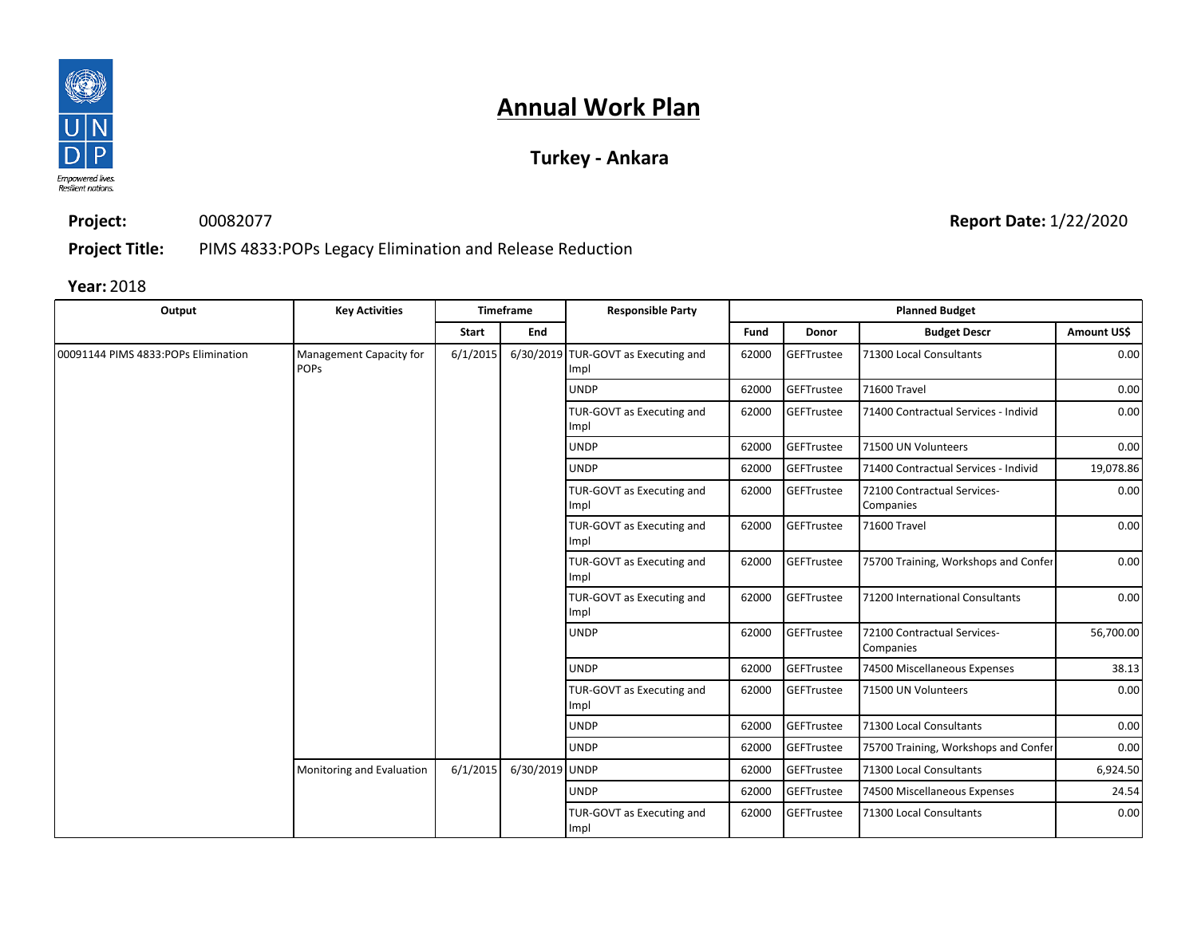# Annual Work Plan

## Turkey - Ankara

**Project:** 00082077

**Report Date:** 1/22/2020

**Project Title:** PIMS 4833:POPs Legacy Elimination and Release Reduction

**Year:** 2018

| Output | Key Activities | Timeframe | | Responsible Party | Planned Budget | | | |
|---|---|---|---|---|---|---|---|---|
| | | Start | End | | Fund | Donor | Budget Descr | Amount US$ |
| 00091144 PIMS 4833:POPs Elimination | Management Capacity for POPs | 6/1/2015 | 6/30/2019 | TUR-GOVT as Executing and Impl | 62000 | GEFTrustee | 71300 Local Consultants | 0.00 |
| | | | | UNDP | 62000 | GEFTrustee | 71600 Travel | 0.00 |
| | | | | TUR-GOVT as Executing and Impl | 62000 | GEFTrustee | 71400 Contractual Services - Individ | 0.00 |
| | | | | UNDP | 62000 | GEFTrustee | 71500 UN Volunteers | 0.00 |
| | | | | UNDP | 62000 | GEFTrustee | 71400 Contractual Services - Individ | 19,078.86 |
| | | | | TUR-GOVT as Executing and Impl | 62000 | GEFTrustee | 72100 Contractual Services-Companies | 0.00 |
| | | | | TUR-GOVT as Executing and Impl | 62000 | GEFTrustee | 71600 Travel | 0.00 |
| | | | | TUR-GOVT as Executing and Impl | 62000 | GEFTrustee | 75700 Training, Workshops and Confer | 0.00 |
| | | | | TUR-GOVT as Executing and Impl | 62000 | GEFTrustee | 71200 International Consultants | 0.00 |
| | | | | UNDP | 62000 | GEFTrustee | 72100 Contractual Services-Companies | 56,700.00 |
| | | | | UNDP | 62000 | GEFTrustee | 74500 Miscellaneous Expenses | 38.13 |
| | | | | TUR-GOVT as Executing and Impl | 62000 | GEFTrustee | 71500 UN Volunteers | 0.00 |
| | | | | UNDP | 62000 | GEFTrustee | 71300 Local Consultants | 0.00 |
| | | | | UNDP | 62000 | GEFTrustee | 75700 Training, Workshops and Confer | 0.00 |
| | Monitoring and Evaluation | 6/1/2015 | 6/30/2019 | UNDP | 62000 | GEFTrustee | 71300 Local Consultants | 6,924.50 |
| | | | | UNDP | 62000 | GEFTrustee | 74500 Miscellaneous Expenses | 24.54 |
| | | | | TUR-GOVT as Executing and Impl | 62000 | GEFTrustee | 71300 Local Consultants | 0.00 |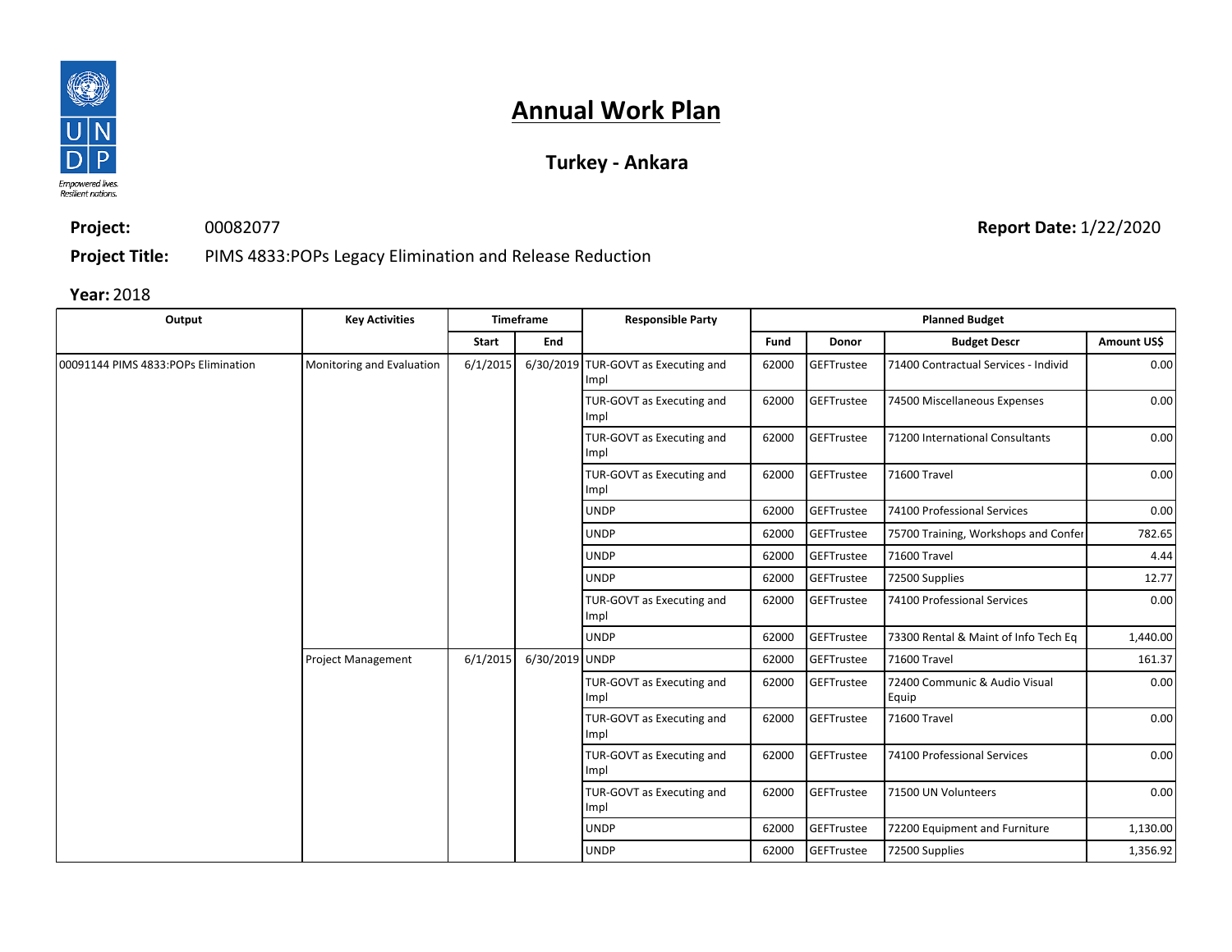# Annual Work Plan

## Turkey - Ankara

**Project:** 00082077

**Report Date:** 1/22/2020

**Project Title:** PIMS 4833:POPs Legacy Elimination and Release Reduction

**Year:** 2018

| Output | Key Activities | Timeframe | | Responsible Party | Planned Budget | | | |
|---|---|---|---|---|---|---|---|---|
| | | Start | End | | Fund | Donor | Budget Descr | Amount US$ |
| 00091144 PIMS 4833:POPs Elimination | Monitoring and Evaluation | 6/1/2015 | 6/30/2019 | TUR-GOVT as Executing and Impl | 62000 | GEFTrustee | 71400 Contractual Services - Individ | 0.00 |
| | | | | TUR-GOVT as Executing and Impl | 62000 | GEFTrustee | 74500 Miscellaneous Expenses | 0.00 |
| | | | | TUR-GOVT as Executing and Impl | 62000 | GEFTrustee | 71200 International Consultants | 0.00 |
| | | | | TUR-GOVT as Executing and Impl | 62000 | GEFTrustee | 71600 Travel | 0.00 |
| | | | | UNDP | 62000 | GEFTrustee | 74100 Professional Services | 0.00 |
| | | | | UNDP | 62000 | GEFTrustee | 75700 Training, Workshops and Confer | 782.65 |
| | | | | UNDP | 62000 | GEFTrustee | 71600 Travel | 4.44 |
| | | | | UNDP | 62000 | GEFTrustee | 72500 Supplies | 12.77 |
| | | | | TUR-GOVT as Executing and Impl | 62000 | GEFTrustee | 74100 Professional Services | 0.00 |
| | | | | UNDP | 62000 | GEFTrustee | 73300 Rental & Maint of Info Tech Eq | 1,440.00 |
| | Project Management | 6/1/2015 | 6/30/2019 | UNDP | 62000 | GEFTrustee | 71600 Travel | 161.37 |
| | | | | TUR-GOVT as Executing and Impl | 62000 | GEFTrustee | 72400 Communic & Audio Visual Equip | 0.00 |
| | | | | TUR-GOVT as Executing and Impl | 62000 | GEFTrustee | 71600 Travel | 0.00 |
| | | | | TUR-GOVT as Executing and Impl | 62000 | GEFTrustee | 74100 Professional Services | 0.00 |
| | | | | TUR-GOVT as Executing and Impl | 62000 | GEFTrustee | 71500 UN Volunteers | 0.00 |
| | | | | UNDP | 62000 | GEFTrustee | 72200 Equipment and Furniture | 1,130.00 |
| | | | | UNDP | 62000 | GEFTrustee | 72500 Supplies | 1,356.92 |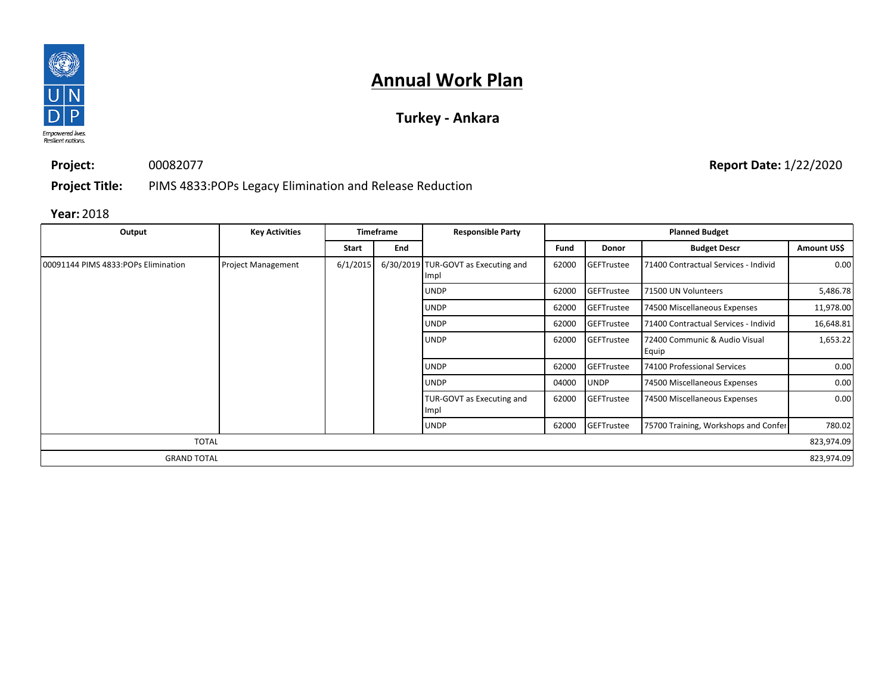# Annual Work Plan

## Turkey - Ankara

**Project:** 00082077

**Report Date:** 1/22/2020

**Project Title:** PIMS 4833:POPs Legacy Elimination and Release Reduction

**Year:** 2018

| Output | Key Activities | Timeframe | | Responsible Party | Planned Budget | | | |
|---|---|---|---|---|---|---|---|---|
| | | Start | End | | Fund | Donor | Budget Descr | Amount US$ |
| 00091144 PIMS 4833:POPs Elimination | Project Management | 6/1/2015 | 6/30/2019 | TUR-GOVT as Executing and Impl | 62000 | GEFTrustee | 71400 Contractual Services - Individ | 0.00 |
| | | | | UNDP | 62000 | GEFTrustee | 71500 UN Volunteers | 5,486.78 |
| | | | | UNDP | 62000 | GEFTrustee | 74500 Miscellaneous Expenses | 11,978.00 |
| | | | | UNDP | 62000 | GEFTrustee | 71400 Contractual Services - Individ | 16,648.81 |
| | | | | UNDP | 62000 | GEFTrustee | 72400 Communic & Audio Visual Equip | 1,653.22 |
| | | | | UNDP | 62000 | GEFTrustee | 74100 Professional Services | 0.00 |
| | | | | UNDP | 04000 | UNDP | 74500 Miscellaneous Expenses | 0.00 |
| | | | | TUR-GOVT as Executing and Impl | 62000 | GEFTrustee | 74500 Miscellaneous Expenses | 0.00 |
| | | | | UNDP | 62000 | GEFTrustee | 75700 Training, Workshops and Confer | 780.02 |
| TOTAL | | | | | | | | 823,974.09 |
| GRAND TOTAL | | | | | | | | 823,974.09 |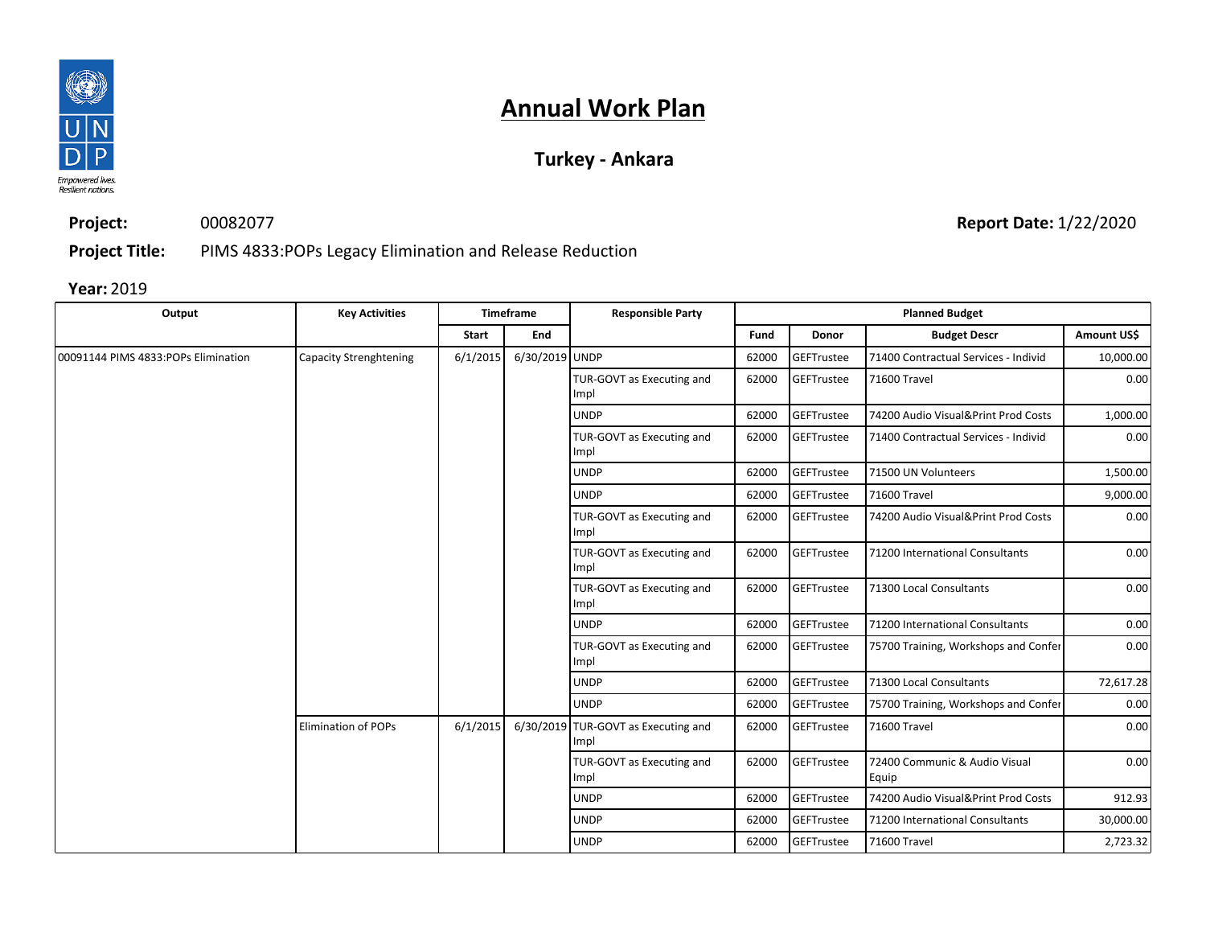# Annual Work Plan

## Turkey - Ankara

**Project:** 00082077

**Report Date:** 1/22/2020

**Project Title:** PIMS 4833:POPs Legacy Elimination and Release Reduction

**Year:** 2019

| Output | Key Activities | Timeframe | | Responsible Party | Planned Budget | | | |
|---|---|---|---|---|---|---|---|---|
| | | Start | End | | Fund | Donor | Budget Descr | Amount US$ |
| 00091144 PIMS 4833:POPs Elimination | Capacity Strenghtening | 6/1/2015 | 6/30/2019 | UNDP | 62000 | GEFTrustee | 71400 Contractual Services - Individ | 10,000.00 |
| | | | | TUR-GOVT as Executing and Impl | 62000 | GEFTrustee | 71600 Travel | 0.00 |
| | | | | UNDP | 62000 | GEFTrustee | 74200 Audio Visual&Print Prod Costs | 1,000.00 |
| | | | | TUR-GOVT as Executing and Impl | 62000 | GEFTrustee | 71400 Contractual Services - Individ | 0.00 |
| | | | | UNDP | 62000 | GEFTrustee | 71500 UN Volunteers | 1,500.00 |
| | | | | UNDP | 62000 | GEFTrustee | 71600 Travel | 9,000.00 |
| | | | | TUR-GOVT as Executing and Impl | 62000 | GEFTrustee | 74200 Audio Visual&Print Prod Costs | 0.00 |
| | | | | TUR-GOVT as Executing and Impl | 62000 | GEFTrustee | 71200 International Consultants | 0.00 |
| | | | | TUR-GOVT as Executing and Impl | 62000 | GEFTrustee | 71300 Local Consultants | 0.00 |
| | | | | UNDP | 62000 | GEFTrustee | 71200 International Consultants | 0.00 |
| | | | | TUR-GOVT as Executing and Impl | 62000 | GEFTrustee | 75700 Training, Workshops and Confer | 0.00 |
| | | | | UNDP | 62000 | GEFTrustee | 71300 Local Consultants | 72,617.28 |
| | | | | UNDP | 62000 | GEFTrustee | 75700 Training, Workshops and Confer | 0.00 |
| | Elimination of POPs | 6/1/2015 | 6/30/2019 | TUR-GOVT as Executing and Impl | 62000 | GEFTrustee | 71600 Travel | 0.00 |
| | | | | TUR-GOVT as Executing and Impl | 62000 | GEFTrustee | 72400 Communic & Audio Visual Equip | 0.00 |
| | | | | UNDP | 62000 | GEFTrustee | 74200 Audio Visual&Print Prod Costs | 912.93 |
| | | | | UNDP | 62000 | GEFTrustee | 71200 International Consultants | 30,000.00 |
| | | | | UNDP | 62000 | GEFTrustee | 71600 Travel | 2,723.32 |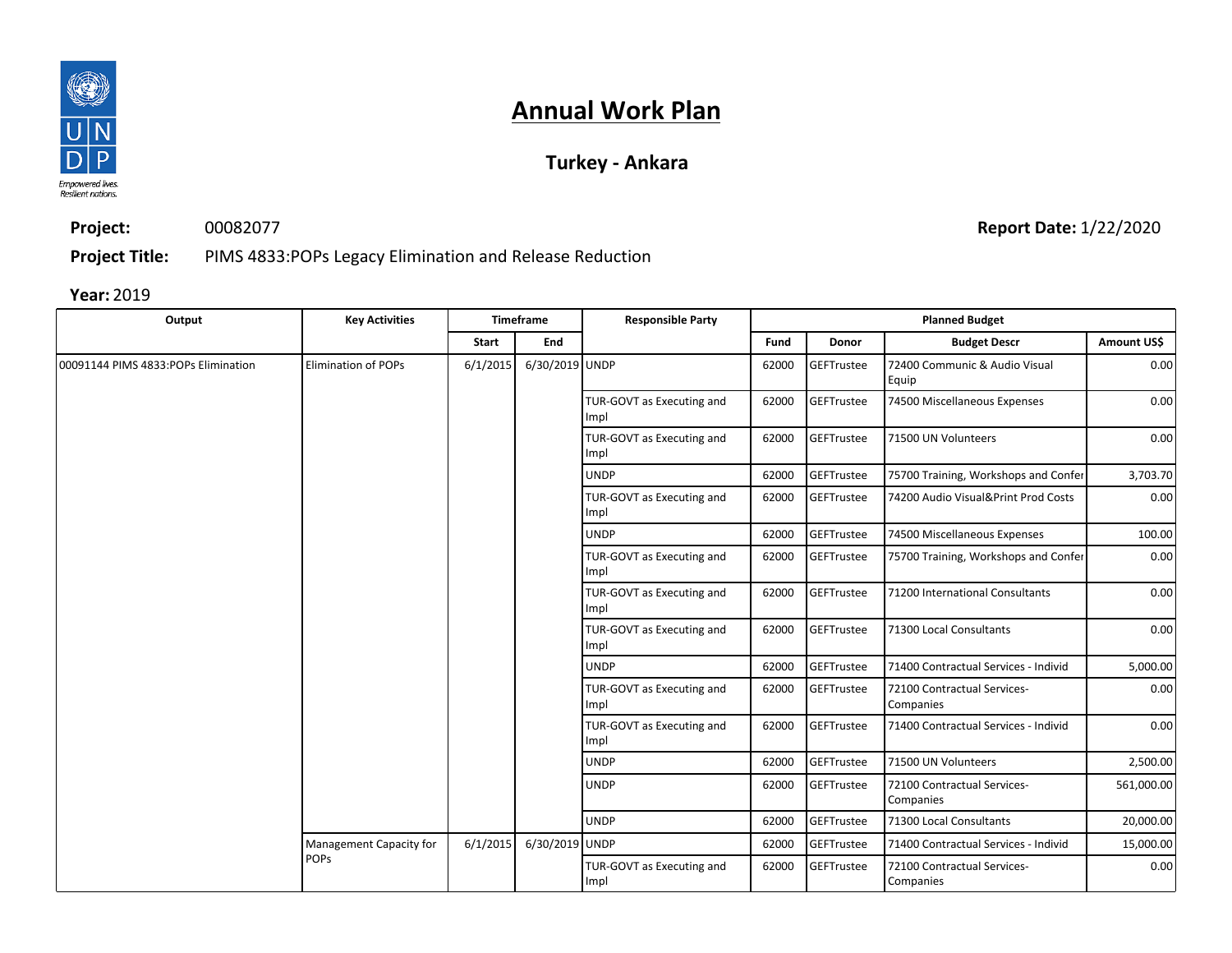# Annual Work Plan

## Turkey - Ankara

**Project:** 00082077

**Report Date:** 1/22/2020

**Project Title:** PIMS 4833:POPs Legacy Elimination and Release Reduction

**Year:** 2019

| Output | Key Activities | Timeframe | | Responsible Party | Planned Budget | | | |
|---|---|---|---|---|---|---|---|---|
| | | Start | End | | Fund | Donor | Budget Descr | Amount US$ |
| 00091144 PIMS 4833:POPs Elimination | Elimination of POPs | 6/1/2015 | 6/30/2019 | UNDP | 62000 | GEFTrustee | 72400 Communic & Audio Visual Equip | 0.00 |
| | | | | TUR-GOVT as Executing and Impl | 62000 | GEFTrustee | 74500 Miscellaneous Expenses | 0.00 |
| | | | | TUR-GOVT as Executing and Impl | 62000 | GEFTrustee | 71500 UN Volunteers | 0.00 |
| | | | | UNDP | 62000 | GEFTrustee | 75700 Training, Workshops and Confer | 3,703.70 |
| | | | | TUR-GOVT as Executing and Impl | 62000 | GEFTrustee | 74200 Audio Visual&Print Prod Costs | 0.00 |
| | | | | UNDP | 62000 | GEFTrustee | 74500 Miscellaneous Expenses | 100.00 |
| | | | | TUR-GOVT as Executing and Impl | 62000 | GEFTrustee | 75700 Training, Workshops and Confer | 0.00 |
| | | | | TUR-GOVT as Executing and Impl | 62000 | GEFTrustee | 71200 International Consultants | 0.00 |
| | | | | TUR-GOVT as Executing and Impl | 62000 | GEFTrustee | 71300 Local Consultants | 0.00 |
| | | | | UNDP | 62000 | GEFTrustee | 71400 Contractual Services - Individ | 5,000.00 |
| | | | | TUR-GOVT as Executing and Impl | 62000 | GEFTrustee | 72100 Contractual Services-Companies | 0.00 |
| | | | | TUR-GOVT as Executing and Impl | 62000 | GEFTrustee | 71400 Contractual Services - Individ | 0.00 |
| | | | | UNDP | 62000 | GEFTrustee | 71500 UN Volunteers | 2,500.00 |
| | | | | UNDP | 62000 | GEFTrustee | 72100 Contractual Services-Companies | 561,000.00 |
| | | | | UNDP | 62000 | GEFTrustee | 71300 Local Consultants | 20,000.00 |
| | Management Capacity for POPs | 6/1/2015 | 6/30/2019 | UNDP | 62000 | GEFTrustee | 71400 Contractual Services - Individ | 15,000.00 |
| | | | | TUR-GOVT as Executing and Impl | 62000 | GEFTrustee | 72100 Contractual Services-Companies | 0.00 |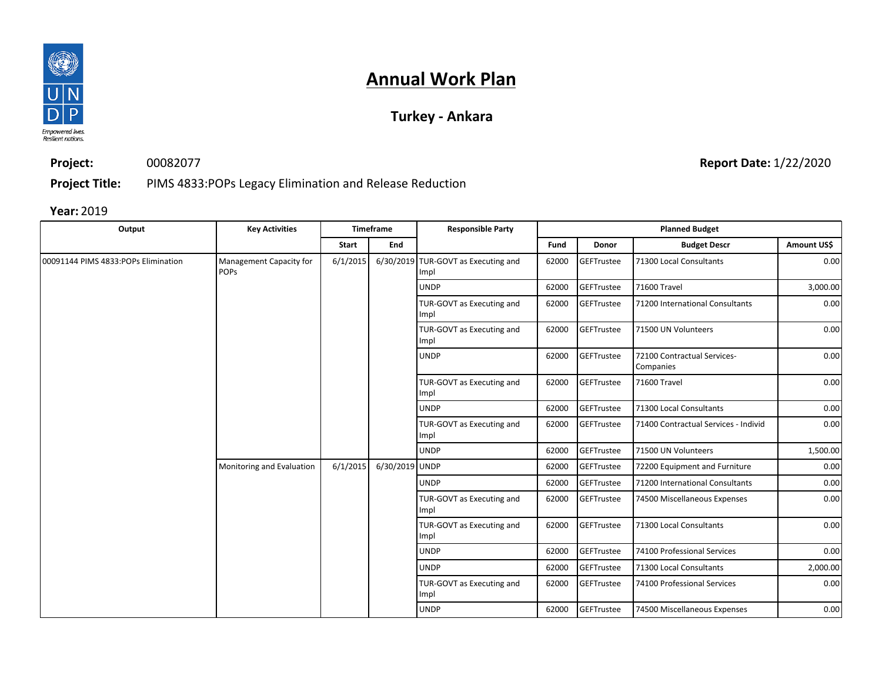# Annual Work Plan

## Turkey - Ankara

**Project:** 00082077 **Report Date:** 1/22/2020

**Project Title:** PIMS 4833:POPs Legacy Elimination and Release Reduction

**Year:** 2019

| Output | Key Activities | Timeframe | | Responsible Party | Planned Budget | | | |
|---|---|---|---|---|---|---|---|---|
| | | Start | End | | Fund | Donor | Budget Descr | Amount US$ |
| 00091144 PIMS 4833:POPs Elimination | Management Capacity for POPs | 6/1/2015 | 6/30/2019 | TUR-GOVT as Executing and Impl | 62000 | GEFTrustee | 71300 Local Consultants | 0.00 |
| | | | | UNDP | 62000 | GEFTrustee | 71600 Travel | 3,000.00 |
| | | | | TUR-GOVT as Executing and Impl | 62000 | GEFTrustee | 71200 International Consultants | 0.00 |
| | | | | TUR-GOVT as Executing and Impl | 62000 | GEFTrustee | 71500 UN Volunteers | 0.00 |
| | | | | UNDP | 62000 | GEFTrustee | 72100 Contractual Services-Companies | 0.00 |
| | | | | TUR-GOVT as Executing and Impl | 62000 | GEFTrustee | 71600 Travel | 0.00 |
| | | | | UNDP | 62000 | GEFTrustee | 71300 Local Consultants | 0.00 |
| | | | | TUR-GOVT as Executing and Impl | 62000 | GEFTrustee | 71400 Contractual Services - Individ | 0.00 |
| | | | | UNDP | 62000 | GEFTrustee | 71500 UN Volunteers | 1,500.00 |
| | Monitoring and Evaluation | 6/1/2015 | 6/30/2019 | UNDP | 62000 | GEFTrustee | 72200 Equipment and Furniture | 0.00 |
| | | | | UNDP | 62000 | GEFTrustee | 71200 International Consultants | 0.00 |
| | | | | TUR-GOVT as Executing and Impl | 62000 | GEFTrustee | 74500 Miscellaneous Expenses | 0.00 |
| | | | | TUR-GOVT as Executing and Impl | 62000 | GEFTrustee | 71300 Local Consultants | 0.00 |
| | | | | UNDP | 62000 | GEFTrustee | 74100 Professional Services | 0.00 |
| | | | | UNDP | 62000 | GEFTrustee | 71300 Local Consultants | 2,000.00 |
| | | | | TUR-GOVT as Executing and Impl | 62000 | GEFTrustee | 74100 Professional Services | 0.00 |
| | | | | UNDP | 62000 | GEFTrustee | 74500 Miscellaneous Expenses | 0.00 |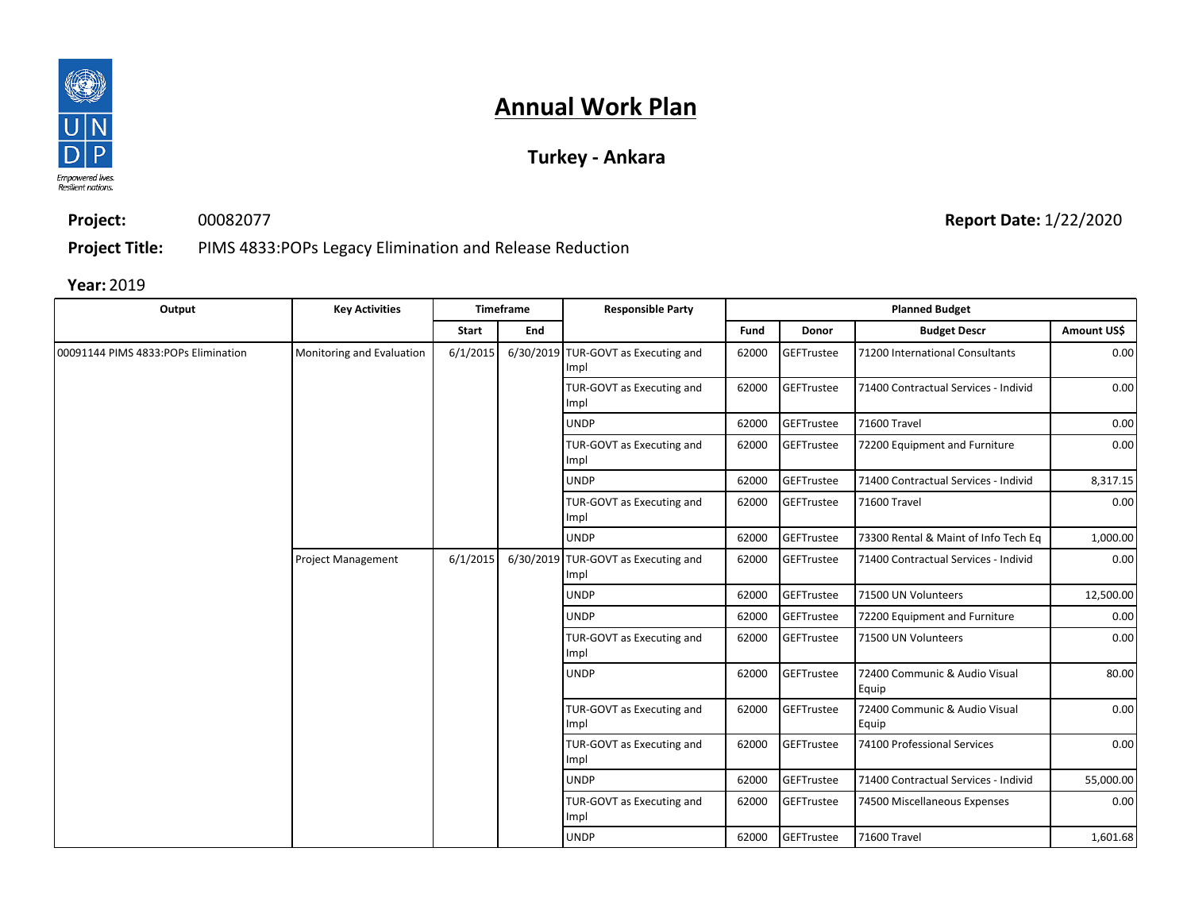# Annual Work Plan

## Turkey - Ankara

**Project:** 00082077

**Report Date:** 1/22/2020

**Project Title:** PIMS 4833:POPs Legacy Elimination and Release Reduction

**Year:** 2019

| Output | Key Activities | Timeframe | | Responsible Party | Planned Budget | | | |
|---|---|---|---|---|---|---|---|---|
| | | Start | End | | Fund | Donor | Budget Descr | Amount US$ |
| 00091144 PIMS 4833:POPs Elimination | Monitoring and Evaluation | 6/1/2015 | 6/30/2019 | TUR-GOVT as Executing and Impl | 62000 | GEFTrustee | 71200 International Consultants | 0.00 |
| | | | | TUR-GOVT as Executing and Impl | 62000 | GEFTrustee | 71400 Contractual Services - Individ | 0.00 |
| | | | | UNDP | 62000 | GEFTrustee | 71600 Travel | 0.00 |
| | | | | TUR-GOVT as Executing and Impl | 62000 | GEFTrustee | 72200 Equipment and Furniture | 0.00 |
| | | | | UNDP | 62000 | GEFTrustee | 71400 Contractual Services - Individ | 8,317.15 |
| | | | | TUR-GOVT as Executing and Impl | 62000 | GEFTrustee | 71600 Travel | 0.00 |
| | | | | UNDP | 62000 | GEFTrustee | 73300 Rental & Maint of Info Tech Eq | 1,000.00 |
| | Project Management | 6/1/2015 | 6/30/2019 | TUR-GOVT as Executing and Impl | 62000 | GEFTrustee | 71400 Contractual Services - Individ | 0.00 |
| | | | | UNDP | 62000 | GEFTrustee | 71500 UN Volunteers | 12,500.00 |
| | | | | UNDP | 62000 | GEFTrustee | 72200 Equipment and Furniture | 0.00 |
| | | | | TUR-GOVT as Executing and Impl | 62000 | GEFTrustee | 71500 UN Volunteers | 0.00 |
| | | | | UNDP | 62000 | GEFTrustee | 72400 Communic & Audio Visual Equip | 80.00 |
| | | | | TUR-GOVT as Executing and Impl | 62000 | GEFTrustee | 72400 Communic & Audio Visual Equip | 0.00 |
| | | | | TUR-GOVT as Executing and Impl | 62000 | GEFTrustee | 74100 Professional Services | 0.00 |
| | | | | UNDP | 62000 | GEFTrustee | 71400 Contractual Services - Individ | 55,000.00 |
| | | | | TUR-GOVT as Executing and Impl | 62000 | GEFTrustee | 74500 Miscellaneous Expenses | 0.00 |
| | | | | UNDP | 62000 | GEFTrustee | 71600 Travel | 1,601.68 |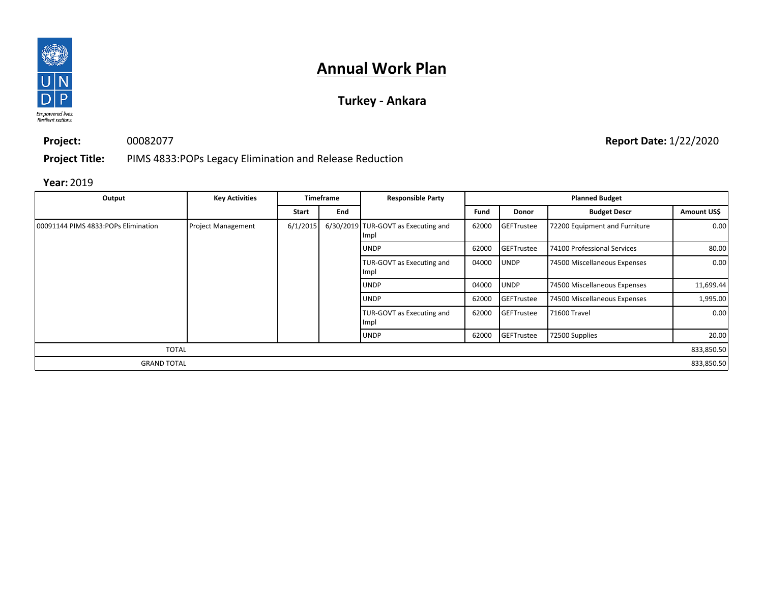# Annual Work Plan

## Turkey - Ankara

**Project:** 00082077

**Report Date:** 1/22/2020

**Project Title:** PIMS 4833:POPs Legacy Elimination and Release Reduction

**Year:** 2019

| Output | Key Activities | Timeframe | | Responsible Party | Planned Budget | | | |
|---|---|---|---|---|---|---|---|---|
| | | Start | End | | Fund | Donor | Budget Descr | Amount US$ |
| 00091144 PIMS 4833:POPs Elimination | Project Management | 6/1/2015 | 6/30/2019 | TUR-GOVT as Executing and Impl | 62000 | GEFTrustee | 72200 Equipment and Furniture | 0.00 |
| | | | | UNDP | 62000 | GEFTrustee | 74100 Professional Services | 80.00 |
| | | | | TUR-GOVT as Executing and Impl | 04000 | UNDP | 74500 Miscellaneous Expenses | 0.00 |
| | | | | UNDP | 04000 | UNDP | 74500 Miscellaneous Expenses | 11,699.44 |
| | | | | UNDP | 62000 | GEFTrustee | 74500 Miscellaneous Expenses | 1,995.00 |
| | | | | TUR-GOVT as Executing and Impl | 62000 | GEFTrustee | 71600 Travel | 0.00 |
| | | | | UNDP | 62000 | GEFTrustee | 72500 Supplies | 20.00 |
| TOTAL | | | | | | | | 833,850.50 |
| GRAND TOTAL | | | | | | | | 833,850.50 |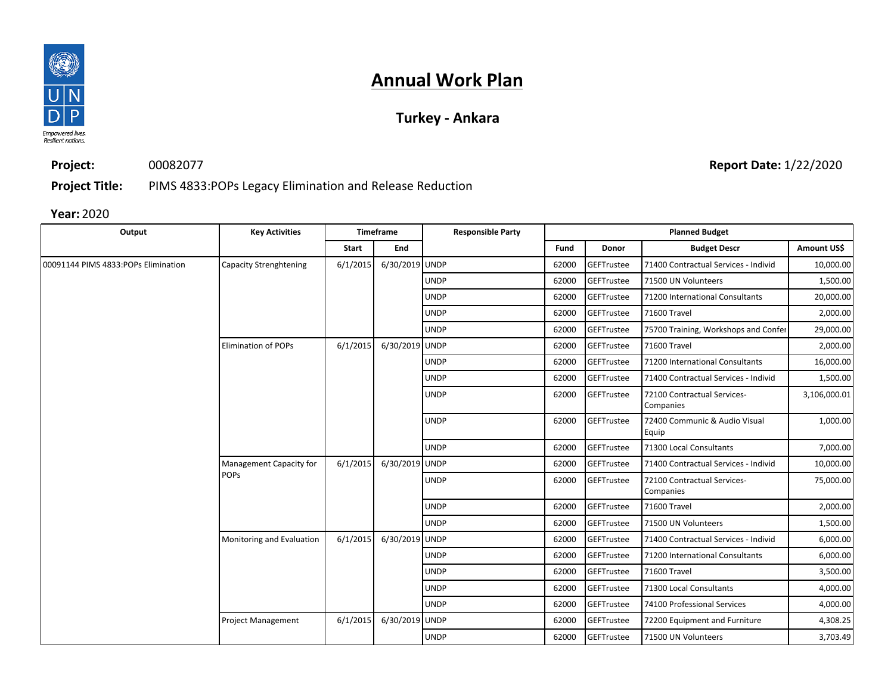# Annual Work Plan

**Turkey - Ankara**

**Project:** 00082077 **Report Date:** 1/22/2020

**Project Title:** PIMS 4833:POPs Legacy Elimination and Release Reduction

**Year:** 2020

| Output | Key Activities | Timeframe | | Responsible Party | Planned Budget | | | |
|---|---|---|---|---|---|---|---|---|
| | | Start | End | | Fund | Donor | Budget Descr | Amount US$ |
| 00091144 PIMS 4833:POPs Elimination | Capacity Strenghtening | 6/1/2015 | 6/30/2019 | UNDP | 62000 | GEFTrustee | 71400 Contractual Services - Individ | 10,000.00 |
| | | | | UNDP | 62000 | GEFTrustee | 71500 UN Volunteers | 1,500.00 |
| | | | | UNDP | 62000 | GEFTrustee | 71200 International Consultants | 20,000.00 |
| | | | | UNDP | 62000 | GEFTrustee | 71600 Travel | 2,000.00 |
| | | | | UNDP | 62000 | GEFTrustee | 75700 Training, Workshops and Confer | 29,000.00 |
| | Elimination of POPs | 6/1/2015 | 6/30/2019 | UNDP | 62000 | GEFTrustee | 71600 Travel | 2,000.00 |
| | | | | UNDP | 62000 | GEFTrustee | 71200 International Consultants | 16,000.00 |
| | | | | UNDP | 62000 | GEFTrustee | 71400 Contractual Services - Individ | 1,500.00 |
| | | | | UNDP | 62000 | GEFTrustee | 72100 Contractual Services-Companies | 3,106,000.01 |
| | | | | UNDP | 62000 | GEFTrustee | 72400 Communic & Audio Visual Equip | 1,000.00 |
| | | | | UNDP | 62000 | GEFTrustee | 71300 Local Consultants | 7,000.00 |
| | Management Capacity for POPs | 6/1/2015 | 6/30/2019 | UNDP | 62000 | GEFTrustee | 71400 Contractual Services - Individ | 10,000.00 |
| | | | | UNDP | 62000 | GEFTrustee | 72100 Contractual Services-Companies | 75,000.00 |
| | | | | UNDP | 62000 | GEFTrustee | 71600 Travel | 2,000.00 |
| | | | | UNDP | 62000 | GEFTrustee | 71500 UN Volunteers | 1,500.00 |
| | Monitoring and Evaluation | 6/1/2015 | 6/30/2019 | UNDP | 62000 | GEFTrustee | 71400 Contractual Services - Individ | 6,000.00 |
| | | | | UNDP | 62000 | GEFTrustee | 71200 International Consultants | 6,000.00 |
| | | | | UNDP | 62000 | GEFTrustee | 71600 Travel | 3,500.00 |
| | | | | UNDP | 62000 | GEFTrustee | 71300 Local Consultants | 4,000.00 |
| | | | | UNDP | 62000 | GEFTrustee | 74100 Professional Services | 4,000.00 |
| | Project Management | 6/1/2015 | 6/30/2019 | UNDP | 62000 | GEFTrustee | 72200 Equipment and Furniture | 4,308.25 |
| | | | | UNDP | 62000 | GEFTrustee | 71500 UN Volunteers | 3,703.49 |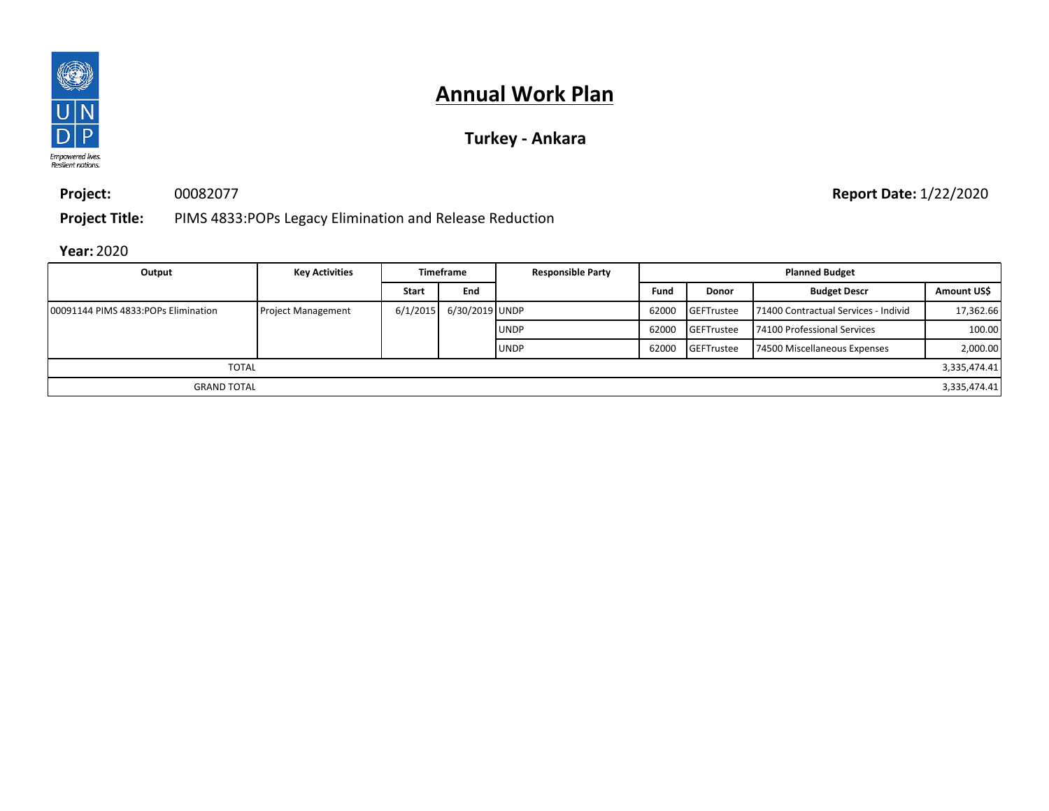# Annual Work Plan

## Turkey - Ankara

**Project:** 00082077

**Report Date:** 1/22/2020

**Project Title:** PIMS 4833:POPs Legacy Elimination and Release Reduction

**Year:** 2020

| Output | Key Activities | Timeframe | | Responsible Party | Planned Budget | | | |
|---|---|---|---|---|---|---|---|---|
| | | Start | End | | Fund | Donor | Budget Descr | Amount US$ |
| 00091144 PIMS 4833:POPs Elimination | Project Management | 6/1/2015 | 6/30/2019 | UNDP | 62000 | GEFTrustee | 71400 Contractual Services - Individ | 17,362.66 |
| | | | | UNDP | 62000 | GEFTrustee | 74100 Professional Services | 100.00 |
| | | | | UNDP | 62000 | GEFTrustee | 74500 Miscellaneous Expenses | 2,000.00 |
| TOTAL | | | | | | | | 3,335,474.41 |
| GRAND TOTAL | | | | | | | | 3,335,474.41 |